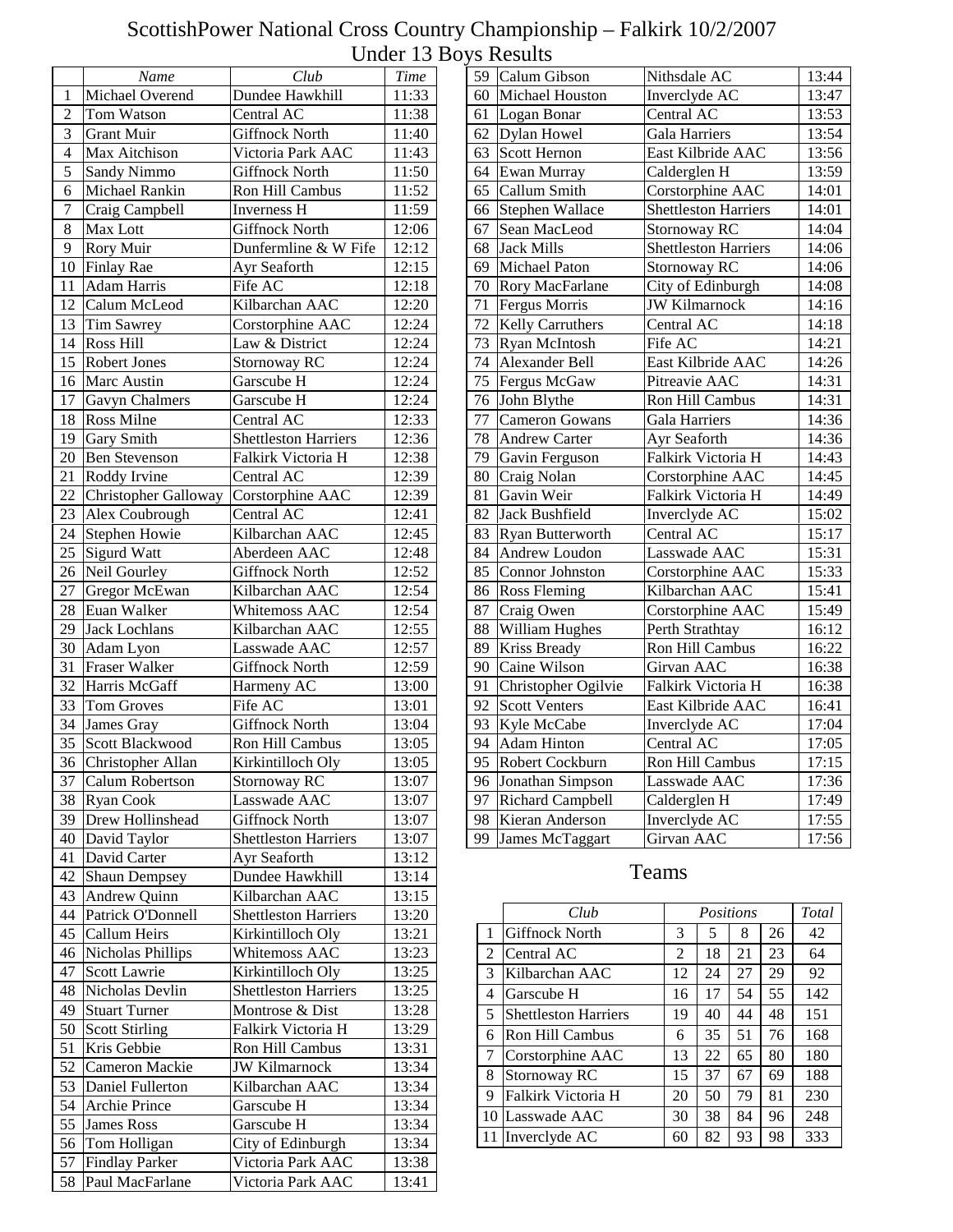# ScottishPower National Cross Country Championship – Falkirk 10/2/2007

## Under 13 Boys Results

| | Name | Club | Time |
|---|---|---|---|
| 1 | Michael Overend | Dundee Hawkhill | 11:33 |
| 2 | Tom Watson | Central AC | 11:38 |
| 3 | Grant Muir | Giffnock North | 11:40 |
| 4 | Max Aitchison | Victoria Park AAC | 11:43 |
| 5 | Sandy Nimmo | Giffnock North | 11:50 |
| 6 | Michael Rankin | Ron Hill Cambus | 11:52 |
| 7 | Craig Campbell | Inverness H | 11:59 |
| 8 | Max Lott | Giffnock North | 12:06 |
| 9 | Rory Muir | Dunfermline & W Fife | 12:12 |
| 10 | Finlay Rae | Ayr Seaforth | 12:15 |
| 11 | Adam Harris | Fife AC | 12:18 |
| 12 | Calum McLeod | Kilbarchan AAC | 12:20 |
| 13 | Tim Sawrey | Corstorphine AAC | 12:24 |
| 14 | Ross Hill | Law & District | 12:24 |
| 15 | Robert Jones | Stornoway RC | 12:24 |
| 16 | Marc Austin | Garscube H | 12:24 |
| 17 | Gavyn Chalmers | Garscube H | 12:24 |
| 18 | Ross Milne | Central AC | 12:33 |
| 19 | Gary Smith | Shettleston Harriers | 12:36 |
| 20 | Ben Stevenson | Falkirk Victoria H | 12:38 |
| 21 | Roddy Irvine | Central AC | 12:39 |
| 22 | Christopher Galloway | Corstorphine AAC | 12:39 |
| 23 | Alex Coubrough | Central AC | 12:41 |
| 24 | Stephen Howie | Kilbarchan AAC | 12:45 |
| 25 | Sigurd Watt | Aberdeen AAC | 12:48 |
| 26 | Neil Gourley | Giffnock North | 12:52 |
| 27 | Gregor McEwan | Kilbarchan AAC | 12:54 |
| 28 | Euan Walker | Whitemoss AAC | 12:54 |
| 29 | Jack Lochlans | Kilbarchan AAC | 12:55 |
| 30 | Adam Lyon | Lasswade AAC | 12:57 |
| 31 | Fraser Walker | Giffnock North | 12:59 |
| 32 | Harris McGaff | Harmeny AC | 13:00 |
| 33 | Tom Groves | Fife AC | 13:01 |
| 34 | James Gray | Giffnock North | 13:04 |
| 35 | Scott Blackwood | Ron Hill Cambus | 13:05 |
| 36 | Christopher Allan | Kirkintilloch Oly | 13:05 |
| 37 | Calum Robertson | Stornoway RC | 13:07 |
| 38 | Ryan Cook | Lasswade AAC | 13:07 |
| 39 | Drew Hollinshead | Giffnock North | 13:07 |
| 40 | David Taylor | Shettleston Harriers | 13:07 |
| 41 | David Carter | Ayr Seaforth | 13:12 |
| 42 | Shaun Dempsey | Dundee Hawkhill | 13:14 |
| 43 | Andrew Quinn | Kilbarchan AAC | 13:15 |
| 44 | Patrick O'Donnell | Shettleston Harriers | 13:20 |
| 45 | Callum Heirs | Kirkintilloch Oly | 13:21 |
| 46 | Nicholas Phillips | Whitemoss AAC | 13:23 |
| 47 | Scott Lawrie | Kirkintilloch Oly | 13:25 |
| 48 | Nicholas Devlin | Shettleston Harriers | 13:25 |
| 49 | Stuart Turner | Montrose & Dist | 13:28 |
| 50 | Scott Stirling | Falkirk Victoria H | 13:29 |
| 51 | Kris Gebbie | Ron Hill Cambus | 13:31 |
| 52 | Cameron Mackie | JW Kilmarnock | 13:34 |
| 53 | Daniel Fullerton | Kilbarchan AAC | 13:34 |
| 54 | Archie Prince | Garscube H | 13:34 |
| 55 | James Ross | Garscube H | 13:34 |
| 56 | Tom Holligan | City of Edinburgh | 13:34 |
| 57 | Findlay Parker | Victoria Park AAC | 13:38 |
| 58 | Paul MacFarlane | Victoria Park AAC | 13:41 |
| 59 | Calum Gibson | Nithsdale AC | 13:44 |
| 60 | Michael Houston | Inverclyde AC | 13:47 |
| 61 | Logan Bonar | Central AC | 13:53 |
| 62 | Dylan Howel | Gala Harriers | 13:54 |
| 63 | Scott Hernon | East Kilbride AAC | 13:56 |
| 64 | Ewan Murray | Calderglen H | 13:59 |
| 65 | Callum Smith | Corstorphine AAC | 14:01 |
| 66 | Stephen Wallace | Shettleston Harriers | 14:01 |
| 67 | Sean MacLeod | Stornoway RC | 14:04 |
| 68 | Jack Mills | Shettleston Harriers | 14:06 |
| 69 | Michael Paton | Stornoway RC | 14:06 |
| 70 | Rory MacFarlane | City of Edinburgh | 14:08 |
| 71 | Fergus Morris | JW Kilmarnock | 14:16 |
| 72 | Kelly Carruthers | Central AC | 14:18 |
| 73 | Ryan McIntosh | Fife AC | 14:21 |
| 74 | Alexander Bell | East Kilbride AAC | 14:26 |
| 75 | Fergus McGaw | Pitreavie AAC | 14:31 |
| 76 | John Blythe | Ron Hill Cambus | 14:31 |
| 77 | Cameron Gowans | Gala Harriers | 14:36 |
| 78 | Andrew Carter | Ayr Seaforth | 14:36 |
| 79 | Gavin Ferguson | Falkirk Victoria H | 14:43 |
| 80 | Craig Nolan | Corstorphine AAC | 14:45 |
| 81 | Gavin Weir | Falkirk Victoria H | 14:49 |
| 82 | Jack Bushfield | Inverclyde AC | 15:02 |
| 83 | Ryan Butterworth | Central AC | 15:17 |
| 84 | Andrew Loudon | Lasswade AAC | 15:31 |
| 85 | Connor Johnston | Corstorphine AAC | 15:33 |
| 86 | Ross Fleming | Kilbarchan AAC | 15:41 |
| 87 | Craig Owen | Corstorphine AAC | 15:49 |
| 88 | William Hughes | Perth Strathtay | 16:12 |
| 89 | Kriss Bready | Ron Hill Cambus | 16:22 |
| 90 | Caine Wilson | Girvan AAC | 16:38 |
| 91 | Christopher Ogilvie | Falkirk Victoria H | 16:38 |
| 92 | Scott Venters | East Kilbride AAC | 16:41 |
| 93 | Kyle McCabe | Inverclyde AC | 17:04 |
| 94 | Adam Hinton | Central AC | 17:05 |
| 95 | Robert Cockburn | Ron Hill Cambus | 17:15 |
| 96 | Jonathan Simpson | Lasswade AAC | 17:36 |
| 97 | Richard Campbell | Calderglen H | 17:49 |
| 98 | Kieran Anderson | Inverclyde AC | 17:55 |
| 99 | James McTaggart | Girvan AAC | 17:56 |

## Teams

| | Club | Positions | | | | Total |
|---|---|---|---|---|---|---|
| 1 | Giffnock North | 3 | 5 | 8 | 26 | 42 |
| 2 | Central AC | 2 | 18 | 21 | 23 | 64 |
| 3 | Kilbarchan AAC | 12 | 24 | 27 | 29 | 92 |
| 4 | Garscube H | 16 | 17 | 54 | 55 | 142 |
| 5 | Shettleston Harriers | 19 | 40 | 44 | 48 | 151 |
| 6 | Ron Hill Cambus | 6 | 35 | 51 | 76 | 168 |
| 7 | Corstorphine AAC | 13 | 22 | 65 | 80 | 180 |
| 8 | Stornoway RC | 15 | 37 | 67 | 69 | 188 |
| 9 | Falkirk Victoria H | 20 | 50 | 79 | 81 | 230 |
| 10 | Lasswade AAC | 30 | 38 | 84 | 96 | 248 |
| 11 | Inverclyde AC | 60 | 82 | 93 | 98 | 333 |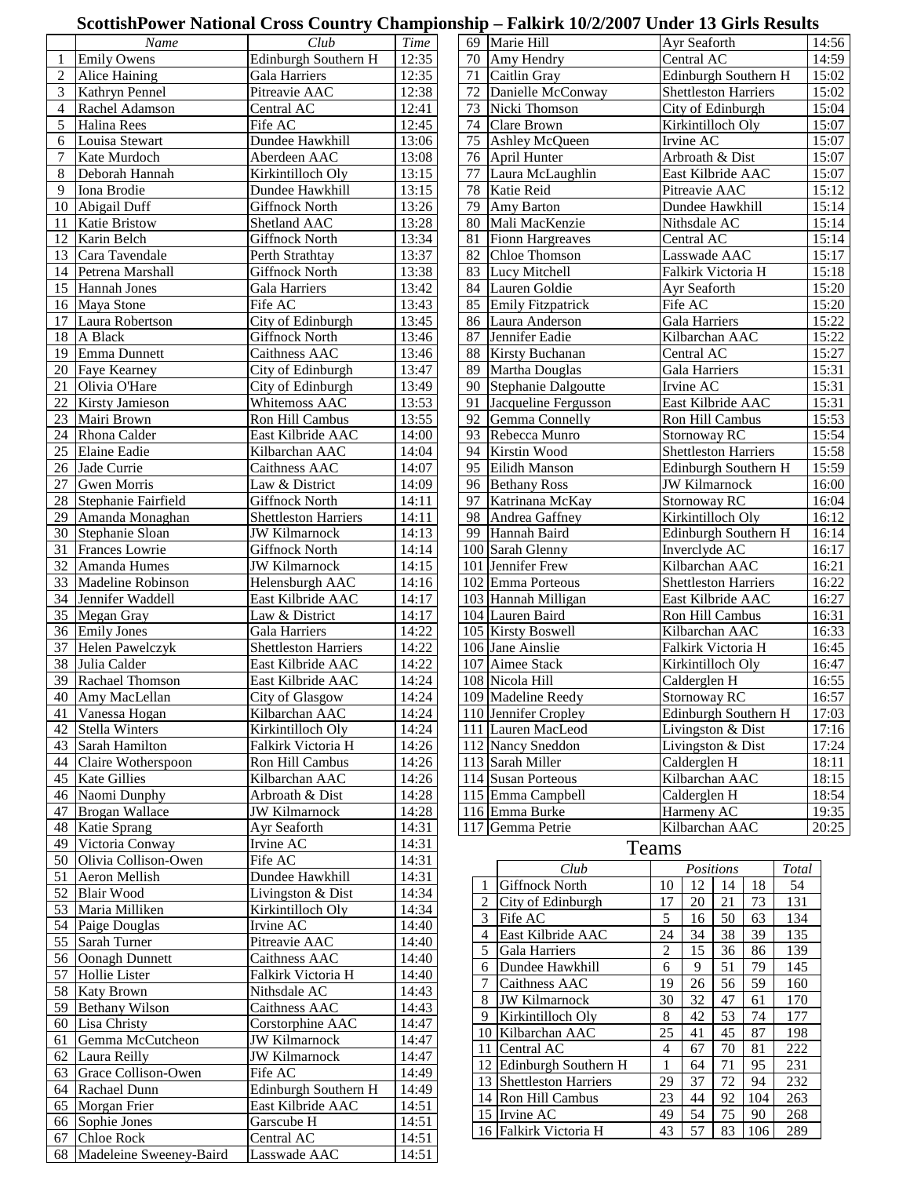# ScottishPower National Cross Country Championship – Falkirk 10/2/2007 Under 13 Girls Results

| | Name | Club | Time |
|---|---|---|---|
| 1 | Emily Owens | Edinburgh Southern H | 12:35 |
| 2 | Alice Haining | Gala Harriers | 12:35 |
| 3 | Kathryn Pennel | Pitreavie AAC | 12:38 |
| 4 | Rachel Adamson | Central AC | 12:41 |
| 5 | Halina Rees | Fife AC | 12:45 |
| 6 | Louisa Stewart | Dundee Hawkhill | 13:06 |
| 7 | Kate Murdoch | Aberdeen AAC | 13:08 |
| 8 | Deborah Hannah | Kirkintilloch Oly | 13:15 |
| 9 | Iona Brodie | Dundee Hawkhill | 13:15 |
| 10 | Abigail Duff | Giffnock North | 13:26 |
| 11 | Katie Bristow | Shetland AAC | 13:28 |
| 12 | Karin Belch | Giffnock North | 13:34 |
| 13 | Cara Tavendale | Perth Strathtay | 13:37 |
| 14 | Petrena Marshall | Giffnock North | 13:38 |
| 15 | Hannah Jones | Gala Harriers | 13:42 |
| 16 | Maya Stone | Fife AC | 13:43 |
| 17 | Laura Robertson | City of Edinburgh | 13:45 |
| 18 | A Black | Giffnock North | 13:46 |
| 19 | Emma Dunnett | Caithness AAC | 13:46 |
| 20 | Faye Kearney | City of Edinburgh | 13:47 |
| 21 | Olivia O'Hare | City of Edinburgh | 13:49 |
| 22 | Kirsty Jamieson | Whitemoss AAC | 13:53 |
| 23 | Mairi Brown | Ron Hill Cambus | 13:55 |
| 24 | Rhona Calder | East Kilbride AAC | 14:00 |
| 25 | Elaine Eadie | Kilbarchan AAC | 14:04 |
| 26 | Jade Currie | Caithness AAC | 14:07 |
| 27 | Gwen Morris | Law & District | 14:09 |
| 28 | Stephanie Fairfield | Giffnock North | 14:11 |
| 29 | Amanda Monaghan | Shettleston Harriers | 14:11 |
| 30 | Stephanie Sloan | JW Kilmarnock | 14:13 |
| 31 | Frances Lowrie | Giffnock North | 14:14 |
| 32 | Amanda Humes | JW Kilmarnock | 14:15 |
| 33 | Madeline Robinson | Helensburgh AAC | 14:16 |
| 34 | Jennifer Waddell | East Kilbride AAC | 14:17 |
| 35 | Megan Gray | Law & District | 14:17 |
| 36 | Emily Jones | Gala Harriers | 14:22 |
| 37 | Helen Pawelczyk | Shettleston Harriers | 14:22 |
| 38 | Julia Calder | East Kilbride AAC | 14:22 |
| 39 | Rachael Thomson | East Kilbride AAC | 14:24 |
| 40 | Amy MacLellan | City of Glasgow | 14:24 |
| 41 | Vanessa Hogan | Kilbarchan AAC | 14:24 |
| 42 | Stella Winters | Kirkintilloch Oly | 14:24 |
| 43 | Sarah Hamilton | Falkirk Victoria H | 14:26 |
| 44 | Claire Wotherspoon | Ron Hill Cambus | 14:26 |
| 45 | Kate Gillies | Kilbarchan AAC | 14:26 |
| 46 | Naomi Dunphy | Arbroath & Dist | 14:28 |
| 47 | Brogan Wallace | JW Kilmarnock | 14:28 |
| 48 | Katie Sprang | Ayr Seaforth | 14:31 |
| 49 | Victoria Conway | Irvine AC | 14:31 |
| 50 | Olivia Collison-Owen | Fife AC | 14:31 |
| 51 | Aeron Mellish | Dundee Hawkhill | 14:31 |
| 52 | Blair Wood | Livingston & Dist | 14:34 |
| 53 | Maria Milliken | Kirkintilloch Oly | 14:34 |
| 54 | Paige Douglas | Irvine AC | 14:40 |
| 55 | Sarah Turner | Pitreavie AAC | 14:40 |
| 56 | Oonagh Dunnett | Caithness AAC | 14:40 |
| 57 | Hollie Lister | Falkirk Victoria H | 14:40 |
| 58 | Katy Brown | Nithsdale AC | 14:43 |
| 59 | Bethany Wilson | Caithness AAC | 14:43 |
| 60 | Lisa Christy | Corstorphine AAC | 14:47 |
| 61 | Gemma McCutcheon | JW Kilmarnock | 14:47 |
| 62 | Laura Reilly | JW Kilmarnock | 14:47 |
| 63 | Grace Collison-Owen | Fife AC | 14:49 |
| 64 | Rachael Dunn | Edinburgh Southern H | 14:49 |
| 65 | Morgan Frier | East Kilbride AAC | 14:51 |
| 66 | Sophie Jones | Garscube H | 14:51 |
| 67 | Chloe Rock | Central AC | 14:51 |
| 68 | Madeleine Sweeney-Baird | Lasswade AAC | 14:51 |
| 69 | Marie Hill | Ayr Seaforth | 14:56 |
| 70 | Amy Hendry | Central AC | 14:59 |
| 71 | Caitlin Gray | Edinburgh Southern H | 15:02 |
| 72 | Danielle McConway | Shettleston Harriers | 15:02 |
| 73 | Nicki Thomson | City of Edinburgh | 15:04 |
| 74 | Clare Brown | Kirkintilloch Oly | 15:07 |
| 75 | Ashley McQueen | Irvine AC | 15:07 |
| 76 | April Hunter | Arbroath & Dist | 15:07 |
| 77 | Laura McLaughlin | East Kilbride AAC | 15:07 |
| 78 | Katie Reid | Pitreavie AAC | 15:12 |
| 79 | Amy Barton | Dundee Hawkhill | 15:14 |
| 80 | Mali MacKenzie | Nithsdale AC | 15:14 |
| 81 | Fionn Hargreaves | Central AC | 15:14 |
| 82 | Chloe Thomson | Lasswade AAC | 15:17 |
| 83 | Lucy Mitchell | Falkirk Victoria H | 15:18 |
| 84 | Lauren Goldie | Ayr Seaforth | 15:20 |
| 85 | Emily Fitzpatrick | Fife AC | 15:20 |
| 86 | Laura Anderson | Gala Harriers | 15:22 |
| 87 | Jennifer Eadie | Kilbarchan AAC | 15:22 |
| 88 | Kirsty Buchanan | Central AC | 15:27 |
| 89 | Martha Douglas | Gala Harriers | 15:31 |
| 90 | Stephanie Dalgoutte | Irvine AC | 15:31 |
| 91 | Jacqueline Fergusson | East Kilbride AAC | 15:31 |
| 92 | Gemma Connelly | Ron Hill Cambus | 15:53 |
| 93 | Rebecca Munro | Stornoway RC | 15:54 |
| 94 | Kirstin Wood | Shettleston Harriers | 15:58 |
| 95 | Eilidh Manson | Edinburgh Southern H | 15:59 |
| 96 | Bethany Ross | JW Kilmarnock | 16:00 |
| 97 | Katrinana McKay | Stornoway RC | 16:04 |
| 98 | Andrea Gaffney | Kirkintilloch Oly | 16:12 |
| 99 | Hannah Baird | Edinburgh Southern H | 16:14 |
| 100 | Sarah Glenny | Inverclyde AC | 16:17 |
| 101 | Jennifer Frew | Kilbarchan AAC | 16:21 |
| 102 | Emma Porteous | Shettleston Harriers | 16:22 |
| 103 | Hannah Milligan | East Kilbride AAC | 16:27 |
| 104 | Lauren Baird | Ron Hill Cambus | 16:31 |
| 105 | Kirsty Boswell | Kilbarchan AAC | 16:33 |
| 106 | Jane Ainslie | Falkirk Victoria H | 16:45 |
| 107 | Aimee Stack | Kirkintilloch Oly | 16:47 |
| 108 | Nicola Hill | Calderglen H | 16:55 |
| 109 | Madeline Reedy | Stornoway RC | 16:57 |
| 110 | Jennifer Cropley | Edinburgh Southern H | 17:03 |
| 111 | Lauren MacLeod | Livingston & Dist | 17:16 |
| 112 | Nancy Sneddon | Livingston & Dist | 17:24 |
| 113 | Sarah Miller | Calderglen H | 18:11 |
| 114 | Susan Porteous | Kilbarchan AAC | 18:15 |
| 115 | Emma Campbell | Calderglen H | 18:54 |
| 116 | Emma Burke | Harmeny AC | 19:35 |
| 117 | Gemma Petrie | Kilbarchan AAC | 20:25 |

## Teams

| | Club | Positions | | | | Total |
|---|---|---|---|---|---|---|
| 1 | Giffnock North | 10 | 12 | 14 | 18 | 54 |
| 2 | City of Edinburgh | 17 | 20 | 21 | 73 | 131 |
| 3 | Fife AC | 5 | 16 | 50 | 63 | 134 |
| 4 | East Kilbride AAC | 24 | 34 | 38 | 39 | 135 |
| 5 | Gala Harriers | 2 | 15 | 36 | 86 | 139 |
| 6 | Dundee Hawkhill | 6 | 9 | 51 | 79 | 145 |
| 7 | Caithness AAC | 19 | 26 | 56 | 59 | 160 |
| 8 | JW Kilmarnock | 30 | 32 | 47 | 61 | 170 |
| 9 | Kirkintilloch Oly | 8 | 42 | 53 | 74 | 177 |
| 10 | Kilbarchan AAC | 25 | 41 | 45 | 87 | 198 |
| 11 | Central AC | 4 | 67 | 70 | 81 | 222 |
| 12 | Edinburgh Southern H | 1 | 64 | 71 | 95 | 231 |
| 13 | Shettleston Harriers | 29 | 37 | 72 | 94 | 232 |
| 14 | Ron Hill Cambus | 23 | 44 | 92 | 104 | 263 |
| 15 | Irvine AC | 49 | 54 | 75 | 90 | 268 |
| 16 | Falkirk Victoria H | 43 | 57 | 83 | 106 | 289 |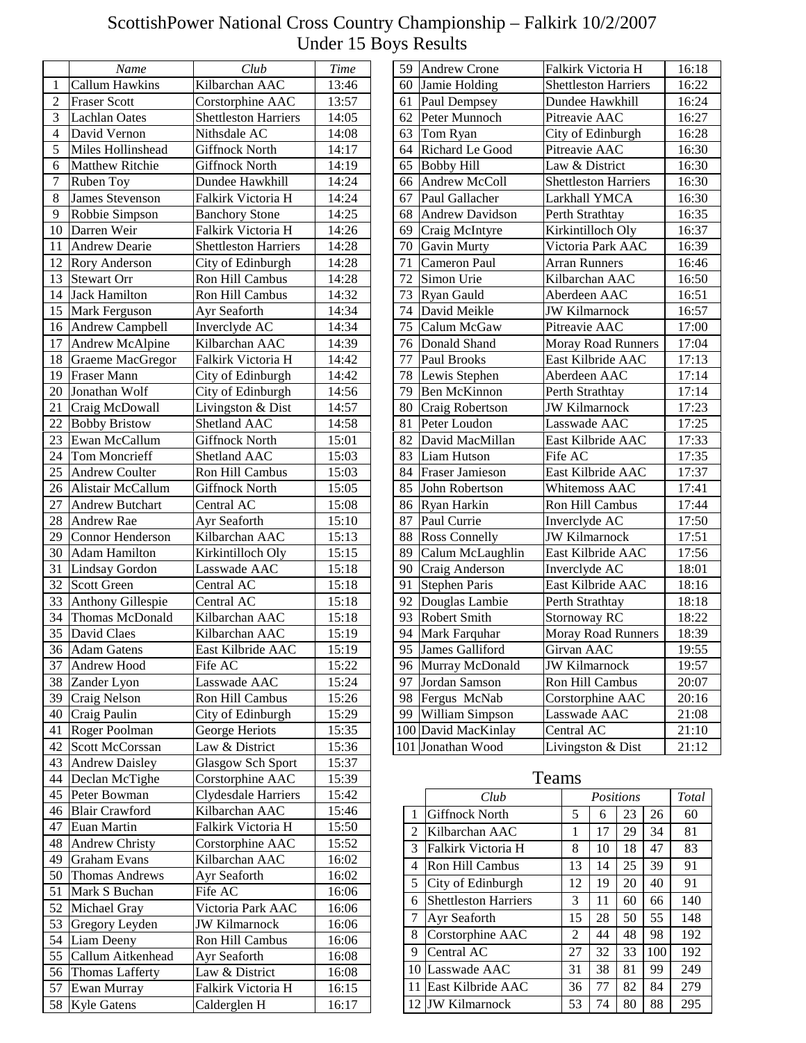# ScottishPower National Cross Country Championship – Falkirk 10/2/2007
## Under 15 Boys Results

|  | *Name* | *Club* | *Time* |
|---|---|---|---|
| 1 | Callum Hawkins | Kilbarchan AAC | 13:46 |
| 2 | Fraser Scott | Corstorphine AAC | 13:57 |
| 3 | Lachlan Oates | Shettleston Harriers | 14:05 |
| 4 | David Vernon | Nithsdale AC | 14:08 |
| 5 | Miles Hollinshead | Giffnock North | 14:17 |
| 6 | Matthew Ritchie | Giffnock North | 14:19 |
| 7 | Ruben Toy | Dundee Hawkhill | 14:24 |
| 8 | James Stevenson | Falkirk Victoria H | 14:24 |
| 9 | Robbie Simpson | Banchory Stone | 14:25 |
| 10 | Darren Weir | Falkirk Victoria H | 14:26 |
| 11 | Andrew Dearie | Shettleston Harriers | 14:28 |
| 12 | Rory Anderson | City of Edinburgh | 14:28 |
| 13 | Stewart Orr | Ron Hill Cambus | 14:28 |
| 14 | Jack Hamilton | Ron Hill Cambus | 14:32 |
| 15 | Mark Ferguson | Ayr Seaforth | 14:34 |
| 16 | Andrew Campbell | Inverclyde AC | 14:34 |
| 17 | Andrew McAlpine | Kilbarchan AAC | 14:39 |
| 18 | Graeme MacGregor | Falkirk Victoria H | 14:42 |
| 19 | Fraser Mann | City of Edinburgh | 14:42 |
| 20 | Jonathan Wolf | City of Edinburgh | 14:56 |
| 21 | Craig McDowall | Livingston & Dist | 14:57 |
| 22 | Bobby Bristow | Shetland AAC | 14:58 |
| 23 | Ewan McCallum | Giffnock North | 15:01 |
| 24 | Tom Moncrieff | Shetland AAC | 15:03 |
| 25 | Andrew Coulter | Ron Hill Cambus | 15:03 |
| 26 | Alistair McCallum | Giffnock North | 15:05 |
| 27 | Andrew Butchart | Central AC | 15:08 |
| 28 | Andrew Rae | Ayr Seaforth | 15:10 |
| 29 | Connor Henderson | Kilbarchan AAC | 15:13 |
| 30 | Adam Hamilton | Kirkintilloch Oly | 15:15 |
| 31 | Lindsay Gordon | Lasswade AAC | 15:18 |
| 32 | Scott Green | Central AC | 15:18 |
| 33 | Anthony Gillespie | Central AC | 15:18 |
| 34 | Thomas McDonald | Kilbarchan AAC | 15:18 |
| 35 | David Claes | Kilbarchan AAC | 15:19 |
| 36 | Adam Gatens | East Kilbride AAC | 15:19 |
| 37 | Andrew Hood | Fife AC | 15:22 |
| 38 | Zander Lyon | Lasswade AAC | 15:24 |
| 39 | Craig Nelson | Ron Hill Cambus | 15:26 |
| 40 | Craig Paulin | City of Edinburgh | 15:29 |
| 41 | Roger Poolman | George Heriots | 15:35 |
| 42 | Scott McCorssan | Law & District | 15:36 |
| 43 | Andrew Daisley | Glasgow Sch Sport | 15:37 |
| 44 | Declan McTighe | Corstorphine AAC | 15:39 |
| 45 | Peter Bowman | Clydesdale Harriers | 15:42 |
| 46 | Blair Crawford | Kilbarchan AAC | 15:46 |
| 47 | Euan Martin | Falkirk Victoria H | 15:50 |
| 48 | Andrew Christy | Corstorphine AAC | 15:52 |
| 49 | Graham Evans | Kilbarchan AAC | 16:02 |
| 50 | Thomas Andrews | Ayr Seaforth | 16:02 |
| 51 | Mark S Buchan | Fife AC | 16:06 |
| 52 | Michael Gray | Victoria Park AAC | 16:06 |
| 53 | Gregory Leyden | JW Kilmarnock | 16:06 |
| 54 | Liam Deeny | Ron Hill Cambus | 16:06 |
| 55 | Callum Aitkenhead | Ayr Seaforth | 16:08 |
| 56 | Thomas Lafferty | Law & District | 16:08 |
| 57 | Ewan Murray | Falkirk Victoria H | 16:15 |
| 58 | Kyle Gatens | Calderglen H | 16:17 |
| 59 | Andrew Crone | Falkirk Victoria H | 16:18 |
| 60 | Jamie Holding | Shettleston Harriers | 16:22 |
| 61 | Paul Dempsey | Dundee Hawkhill | 16:24 |
| 62 | Peter Munnoch | Pitreavie AAC | 16:27 |
| 63 | Tom Ryan | City of Edinburgh | 16:28 |
| 64 | Richard Le Good | Pitreavie AAC | 16:30 |
| 65 | Bobby Hill | Law & District | 16:30 |
| 66 | Andrew McColl | Shettleston Harriers | 16:30 |
| 67 | Paul Gallacher | Larkhall YMCA | 16:30 |
| 68 | Andrew Davidson | Perth Strathtay | 16:35 |
| 69 | Craig McIntyre | Kirkintilloch Oly | 16:37 |
| 70 | Gavin Murty | Victoria Park AAC | 16:39 |
| 71 | Cameron Paul | Arran Runners | 16:46 |
| 72 | Simon Urie | Kilbarchan AAC | 16:50 |
| 73 | Ryan Gauld | Aberdeen AAC | 16:51 |
| 74 | David Meikle | JW Kilmarnock | 16:57 |
| 75 | Calum McGaw | Pitreavie AAC | 17:00 |
| 76 | Donald Shand | Moray Road Runners | 17:04 |
| 77 | Paul Brooks | East Kilbride AAC | 17:13 |
| 78 | Lewis Stephen | Aberdeen AAC | 17:14 |
| 79 | Ben McKinnon | Perth Strathtay | 17:14 |
| 80 | Craig Robertson | JW Kilmarnock | 17:23 |
| 81 | Peter Loudon | Lasswade AAC | 17:25 |
| 82 | David MacMillan | East Kilbride AAC | 17:33 |
| 83 | Liam Hutson | Fife AC | 17:35 |
| 84 | Fraser Jamieson | East Kilbride AAC | 17:37 |
| 85 | John Robertson | Whitemoss AAC | 17:41 |
| 86 | Ryan Harkin | Ron Hill Cambus | 17:44 |
| 87 | Paul Currie | Inverclyde AC | 17:50 |
| 88 | Ross Connelly | JW Kilmarnock | 17:51 |
| 89 | Calum McLaughlin | East Kilbride AAC | 17:56 |
| 90 | Craig Anderson | Inverclyde AC | 18:01 |
| 91 | Stephen Paris | East Kilbride AAC | 18:16 |
| 92 | Douglas Lambie | Perth Strathtay | 18:18 |
| 93 | Robert Smith | Stornoway RC | 18:22 |
| 94 | Mark Farquhar | Moray Road Runners | 18:39 |
| 95 | James Galliford | Girvan AAC | 19:55 |
| 96 | Murray McDonald | JW Kilmarnock | 19:57 |
| 97 | Jordan Samson | Ron Hill Cambus | 20:07 |
| 98 | Fergus McNab | Corstorphine AAC | 20:16 |
| 99 | William Simpson | Lasswade AAC | 21:08 |
| 100 | David MacKinlay | Central AC | 21:10 |
| 101 | Jonathan Wood | Livingston & Dist | 21:12 |

## Teams

|  | *Club* | *Positions* | | | | *Total* |
|---|---|---|---|---|---|---|
| 1 | Giffnock North | 5 | 6 | 23 | 26 | 60 |
| 2 | Kilbarchan AAC | 1 | 17 | 29 | 34 | 81 |
| 3 | Falkirk Victoria H | 8 | 10 | 18 | 47 | 83 |
| 4 | Ron Hill Cambus | 13 | 14 | 25 | 39 | 91 |
| 5 | City of Edinburgh | 12 | 19 | 20 | 40 | 91 |
| 6 | Shettleston Harriers | 3 | 11 | 60 | 66 | 140 |
| 7 | Ayr Seaforth | 15 | 28 | 50 | 55 | 148 |
| 8 | Corstorphine AAC | 2 | 44 | 48 | 98 | 192 |
| 9 | Central AC | 27 | 32 | 33 | 100 | 192 |
| 10 | Lasswade AAC | 31 | 38 | 81 | 99 | 249 |
| 11 | East Kilbride AAC | 36 | 77 | 82 | 84 | 279 |
| 12 | JW Kilmarnock | 53 | 74 | 80 | 88 | 295 |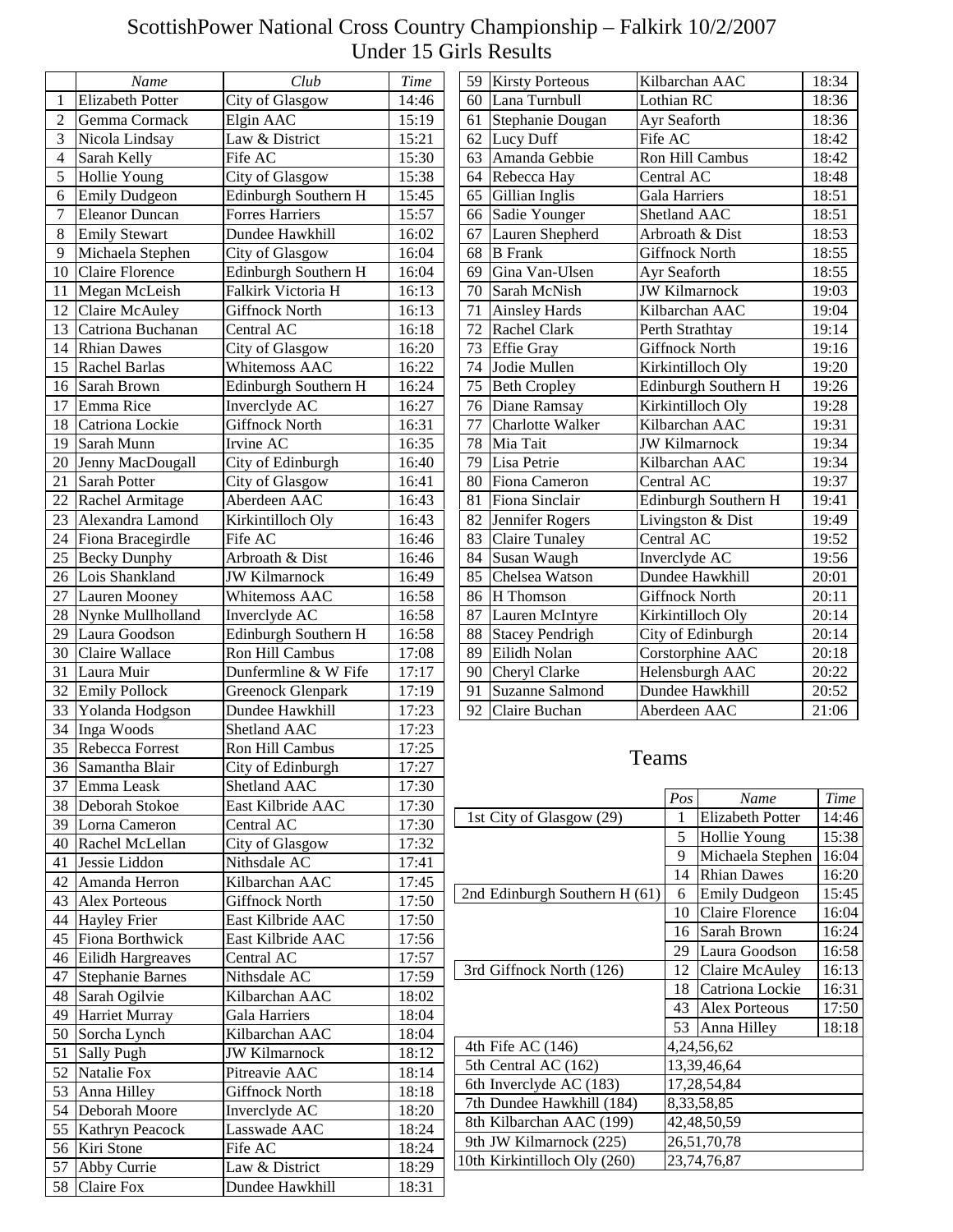# ScottishPower National Cross Country Championship – Falkirk 10/2/2007

## Under 15 Girls Results

| | Name | Club | Time |
|---|---|---|---|
| 1 | Elizabeth Potter | City of Glasgow | 14:46 |
| 2 | Gemma Cormack | Elgin AAC | 15:19 |
| 3 | Nicola Lindsay | Law & District | 15:21 |
| 4 | Sarah Kelly | Fife AC | 15:30 |
| 5 | Hollie Young | City of Glasgow | 15:38 |
| 6 | Emily Dudgeon | Edinburgh Southern H | 15:45 |
| 7 | Eleanor Duncan | Forres Harriers | 15:57 |
| 8 | Emily Stewart | Dundee Hawkhill | 16:02 |
| 9 | Michaela Stephen | City of Glasgow | 16:04 |
| 10 | Claire Florence | Edinburgh Southern H | 16:04 |
| 11 | Megan McLeish | Falkirk Victoria H | 16:13 |
| 12 | Claire McAuley | Giffnock North | 16:13 |
| 13 | Catriona Buchanan | Central AC | 16:18 |
| 14 | Rhian Dawes | City of Glasgow | 16:20 |
| 15 | Rachel Barlas | Whitemoss AAC | 16:22 |
| 16 | Sarah Brown | Edinburgh Southern H | 16:24 |
| 17 | Emma Rice | Inverclyde AC | 16:27 |
| 18 | Catriona Lockie | Giffnock North | 16:31 |
| 19 | Sarah Munn | Irvine AC | 16:35 |
| 20 | Jenny MacDougall | City of Edinburgh | 16:40 |
| 21 | Sarah Potter | City of Glasgow | 16:41 |
| 22 | Rachel Armitage | Aberdeen AAC | 16:43 |
| 23 | Alexandra Lamond | Kirkintilloch Oly | 16:43 |
| 24 | Fiona Bracegirdle | Fife AC | 16:46 |
| 25 | Becky Dunphy | Arbroath & Dist | 16:46 |
| 26 | Lois Shankland | JW Kilmarnock | 16:49 |
| 27 | Lauren Mooney | Whitemoss AAC | 16:58 |
| 28 | Nynke Mullholland | Inverclyde AC | 16:58 |
| 29 | Laura Goodson | Edinburgh Southern H | 16:58 |
| 30 | Claire Wallace | Ron Hill Cambus | 17:08 |
| 31 | Laura Muir | Dunfermline & W Fife | 17:17 |
| 32 | Emily Pollock | Greenock Glenpark | 17:19 |
| 33 | Yolanda Hodgson | Dundee Hawkhill | 17:23 |
| 34 | Inga Woods | Shetland AAC | 17:23 |
| 35 | Rebecca Forrest | Ron Hill Cambus | 17:25 |
| 36 | Samantha Blair | City of Edinburgh | 17:27 |
| 37 | Emma Leask | Shetland AAC | 17:30 |
| 38 | Deborah Stokoe | East Kilbride AAC | 17:30 |
| 39 | Lorna Cameron | Central AC | 17:30 |
| 40 | Rachel McLellan | City of Glasgow | 17:32 |
| 41 | Jessie Liddon | Nithsdale AC | 17:41 |
| 42 | Amanda Herron | Kilbarchan AAC | 17:45 |
| 43 | Alex Porteous | Giffnock North | 17:50 |
| 44 | Hayley Frier | East Kilbride AAC | 17:50 |
| 45 | Fiona Borthwick | East Kilbride AAC | 17:56 |
| 46 | Eilidh Hargreaves | Central AC | 17:57 |
| 47 | Stephanie Barnes | Nithsdale AC | 17:59 |
| 48 | Sarah Ogilvie | Kilbarchan AAC | 18:02 |
| 49 | Harriet Murray | Gala Harriers | 18:04 |
| 50 | Sorcha Lynch | Kilbarchan AAC | 18:04 |
| 51 | Sally Pugh | JW Kilmarnock | 18:12 |
| 52 | Natalie Fox | Pitreavie AAC | 18:14 |
| 53 | Anna Hilley | Giffnock North | 18:18 |
| 54 | Deborah Moore | Inverclyde AC | 18:20 |
| 55 | Kathryn Peacock | Lasswade AAC | 18:24 |
| 56 | Kiri Stone | Fife AC | 18:24 |
| 57 | Abby Currie | Law & District | 18:29 |
| 58 | Claire Fox | Dundee Hawkhill | 18:31 |
| 59 | Kirsty Porteous | Kilbarchan AAC | 18:34 |
| 60 | Lana Turnbull | Lothian RC | 18:36 |
| 61 | Stephanie Dougan | Ayr Seaforth | 18:36 |
| 62 | Lucy Duff | Fife AC | 18:42 |
| 63 | Amanda Gebbie | Ron Hill Cambus | 18:42 |
| 64 | Rebecca Hay | Central AC | 18:48 |
| 65 | Gillian Inglis | Gala Harriers | 18:51 |
| 66 | Sadie Younger | Shetland AAC | 18:51 |
| 67 | Lauren Shepherd | Arbroath & Dist | 18:53 |
| 68 | B Frank | Giffnock North | 18:55 |
| 69 | Gina Van-Ulsen | Ayr Seaforth | 18:55 |
| 70 | Sarah McNish | JW Kilmarnock | 19:03 |
| 71 | Ainsley Hards | Kilbarchan AAC | 19:04 |
| 72 | Rachel Clark | Perth Strathtay | 19:14 |
| 73 | Effie Gray | Giffnock North | 19:16 |
| 74 | Jodie Mullen | Kirkintilloch Oly | 19:20 |
| 75 | Beth Cropley | Edinburgh Southern H | 19:26 |
| 76 | Diane Ramsay | Kirkintilloch Oly | 19:28 |
| 77 | Charlotte Walker | Kilbarchan AAC | 19:31 |
| 78 | Mia Tait | JW Kilmarnock | 19:34 |
| 79 | Lisa Petrie | Kilbarchan AAC | 19:34 |
| 80 | Fiona Cameron | Central AC | 19:37 |
| 81 | Fiona Sinclair | Edinburgh Southern H | 19:41 |
| 82 | Jennifer Rogers | Livingston & Dist | 19:49 |
| 83 | Claire Tunaley | Central AC | 19:52 |
| 84 | Susan Waugh | Inverclyde AC | 19:56 |
| 85 | Chelsea Watson | Dundee Hawkhill | 20:01 |
| 86 | H Thomson | Giffnock North | 20:11 |
| 87 | Lauren McIntyre | Kirkintilloch Oly | 20:14 |
| 88 | Stacey Pendrigh | City of Edinburgh | 20:14 |
| 89 | Eilidh Nolan | Corstorphine AAC | 20:18 |
| 90 | Cheryl Clarke | Helensburgh AAC | 20:22 |
| 91 | Suzanne Salmond | Dundee Hawkhill | 20:52 |
| 92 | Claire Buchan | Aberdeen AAC | 21:06 |

## Teams

| | Pos | Name | Time |
|---|---|---|---|
| 1st City of Glasgow (29) | 1 | Elizabeth Potter | 14:46 |
| | 5 | Hollie Young | 15:38 |
| | 9 | Michaela Stephen | 16:04 |
| | 14 | Rhian Dawes | 16:20 |
| 2nd Edinburgh Southern H (61) | 6 | Emily Dudgeon | 15:45 |
| | 10 | Claire Florence | 16:04 |
| | 16 | Sarah Brown | 16:24 |
| | 29 | Laura Goodson | 16:58 |
| 3rd Giffnock North (126) | 12 | Claire McAuley | 16:13 |
| | 18 | Catriona Lockie | 16:31 |
| | 43 | Alex Porteous | 17:50 |
| | 53 | Anna Hilley | 18:18 |
| 4th Fife AC (146) | 4,24,56,62 | | |
| 5th Central AC (162) | 13,39,46,64 | | |
| 6th Inverclyde AC (183) | 17,28,54,84 | | |
| 7th Dundee Hawkhill (184) | 8,33,58,85 | | |
| 8th Kilbarchan AAC (199) | 42,48,50,59 | | |
| 9th JW Kilmarnock (225) | 26,51,70,78 | | |
| 10th Kirkintilloch Oly (260) | 23,74,76,87 | | |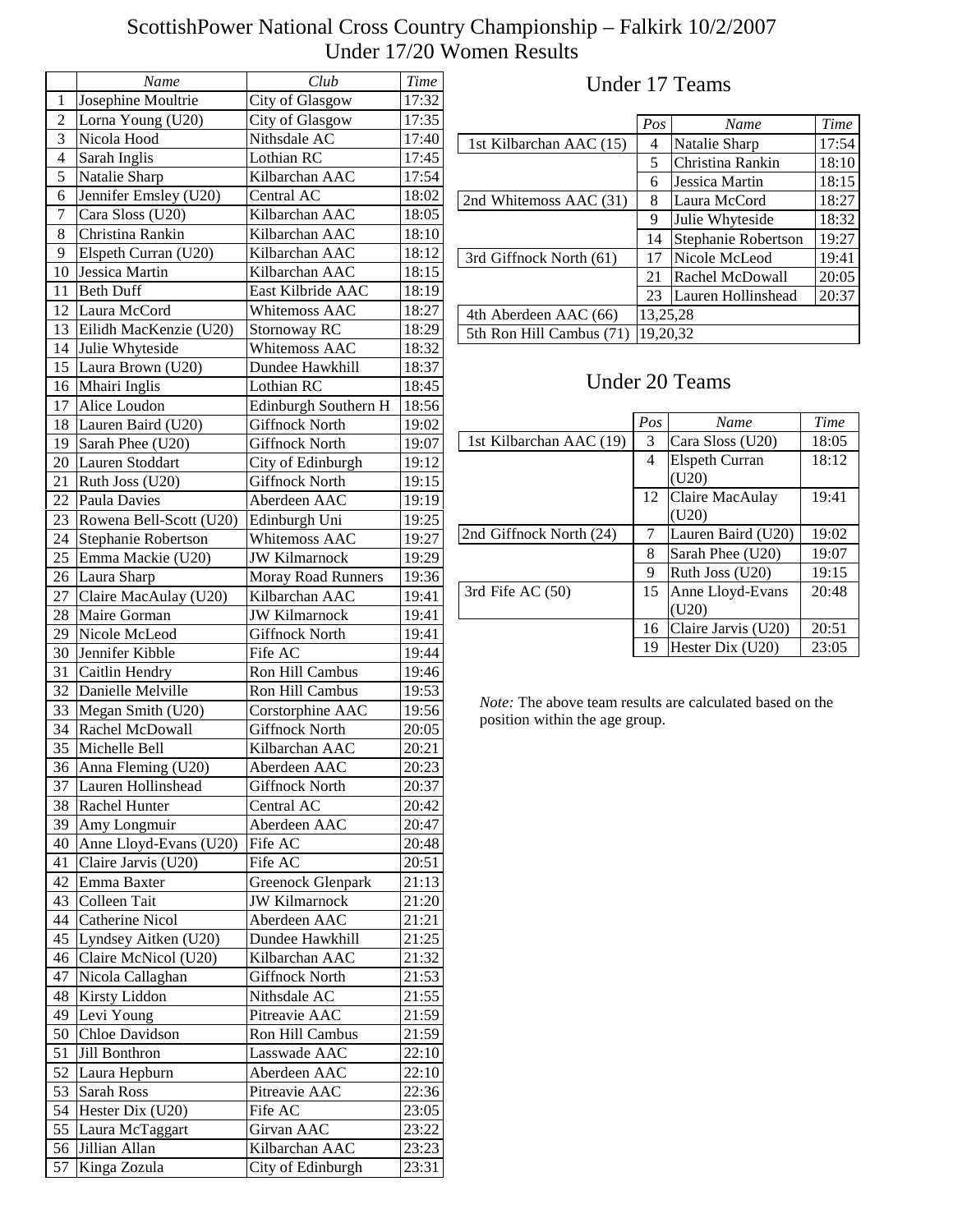# ScottishPower National Cross Country Championship – Falkirk 10/2/2007
## Under 17/20 Women Results

| | *Name* | *Club* | *Time* |
|---|---|---|---|
| 1 | Josephine Moultrie | City of Glasgow | 17:32 |
| 2 | Lorna Young (U20) | City of Glasgow | 17:35 |
| 3 | Nicola Hood | Nithsdale AC | 17:40 |
| 4 | Sarah Inglis | Lothian RC | 17:45 |
| 5 | Natalie Sharp | Kilbarchan AAC | 17:54 |
| 6 | Jennifer Emsley (U20) | Central AC | 18:02 |
| 7 | Cara Sloss (U20) | Kilbarchan AAC | 18:05 |
| 8 | Christina Rankin | Kilbarchan AAC | 18:10 |
| 9 | Elspeth Curran (U20) | Kilbarchan AAC | 18:12 |
| 10 | Jessica Martin | Kilbarchan AAC | 18:15 |
| 11 | Beth Duff | East Kilbride AAC | 18:19 |
| 12 | Laura McCord | Whitemoss AAC | 18:27 |
| 13 | Eilidh MacKenzie (U20) | Stornoway RC | 18:29 |
| 14 | Julie Whyteside | Whitemoss AAC | 18:32 |
| 15 | Laura Brown (U20) | Dundee Hawkhill | 18:37 |
| 16 | Mhairi Inglis | Lothian RC | 18:45 |
| 17 | Alice Loudon | Edinburgh Southern H | 18:56 |
| 18 | Lauren Baird (U20) | Giffnock North | 19:02 |
| 19 | Sarah Phee (U20) | Giffnock North | 19:07 |
| 20 | Lauren Stoddart | City of Edinburgh | 19:12 |
| 21 | Ruth Joss (U20) | Giffnock North | 19:15 |
| 22 | Paula Davies | Aberdeen AAC | 19:19 |
| 23 | Rowena Bell-Scott (U20) | Edinburgh Uni | 19:25 |
| 24 | Stephanie Robertson | Whitemoss AAC | 19:27 |
| 25 | Emma Mackie (U20) | JW Kilmarnock | 19:29 |
| 26 | Laura Sharp | Moray Road Runners | 19:36 |
| 27 | Claire MacAulay (U20) | Kilbarchan AAC | 19:41 |
| 28 | Maire Gorman | JW Kilmarnock | 19:41 |
| 29 | Nicole McLeod | Giffnock North | 19:41 |
| 30 | Jennifer Kibble | Fife AC | 19:44 |
| 31 | Caitlin Hendry | Ron Hill Cambus | 19:46 |
| 32 | Danielle Melville | Ron Hill Cambus | 19:53 |
| 33 | Megan Smith (U20) | Corstorphine AAC | 19:56 |
| 34 | Rachel McDowall | Giffnock North | 20:05 |
| 35 | Michelle Bell | Kilbarchan AAC | 20:21 |
| 36 | Anna Fleming (U20) | Aberdeen AAC | 20:23 |
| 37 | Lauren Hollinshead | Giffnock North | 20:37 |
| 38 | Rachel Hunter | Central AC | 20:42 |
| 39 | Amy Longmuir | Aberdeen AAC | 20:47 |
| 40 | Anne Lloyd-Evans (U20) | Fife AC | 20:48 |
| 41 | Claire Jarvis (U20) | Fife AC | 20:51 |
| 42 | Emma Baxter | Greenock Glenpark | 21:13 |
| 43 | Colleen Tait | JW Kilmarnock | 21:20 |
| 44 | Catherine Nicol | Aberdeen AAC | 21:21 |
| 45 | Lyndsey Aitken (U20) | Dundee Hawkhill | 21:25 |
| 46 | Claire McNicol (U20) | Kilbarchan AAC | 21:32 |
| 47 | Nicola Callaghan | Giffnock North | 21:53 |
| 48 | Kirsty Liddon | Nithsdale AC | 21:55 |
| 49 | Levi Young | Pitreavie AAC | 21:59 |
| 50 | Chloe Davidson | Ron Hill Cambus | 21:59 |
| 51 | Jill Bonthron | Lasswade AAC | 22:10 |
| 52 | Laura Hepburn | Aberdeen AAC | 22:10 |
| 53 | Sarah Ross | Pitreavie AAC | 22:36 |
| 54 | Hester Dix (U20) | Fife AC | 23:05 |
| 55 | Laura McTaggart | Girvan AAC | 23:22 |
| 56 | Jillian Allan | Kilbarchan AAC | 23:23 |
| 57 | Kinga Zozula | City of Edinburgh | 23:31 |

### Under 17 Teams

| | *Pos* | *Name* | *Time* |
|---|---|---|---|
| 1st Kilbarchan AAC (15) | 4 | Natalie Sharp | 17:54 |
| | 5 | Christina Rankin | 18:10 |
| | 6 | Jessica Martin | 18:15 |
| 2nd Whitemoss AAC (31) | 8 | Laura McCord | 18:27 |
| | 9 | Julie Whyteside | 18:32 |
| | 14 | Stephanie Robertson | 19:27 |
| 3rd Giffnock North (61) | 17 | Nicole McLeod | 19:41 |
| | 21 | Rachel McDowall | 20:05 |
| | 23 | Lauren Hollinshead | 20:37 |
| 4th Aberdeen AAC (66) | 13,25,28 | | |
| 5th Ron Hill Cambus (71) | 19,20,32 | | |

### Under 20 Teams

| | *Pos* | *Name* | *Time* |
|---|---|---|---|
| 1st Kilbarchan AAC (19) | 3 | Cara Sloss (U20) | 18:05 |
| | 4 | Elspeth Curran (U20) | 18:12 |
| | 12 | Claire MacAulay (U20) | 19:41 |
| 2nd Giffnock North (24) | 7 | Lauren Baird (U20) | 19:02 |
| | 8 | Sarah Phee (U20) | 19:07 |
| | 9 | Ruth Joss (U20) | 19:15 |
| 3rd Fife AC (50) | 15 | Anne Lloyd-Evans (U20) | 20:48 |
| | 16 | Claire Jarvis (U20) | 20:51 |
| | 19 | Hester Dix (U20) | 23:05 |

*Note:* The above team results are calculated based on the position within the age group.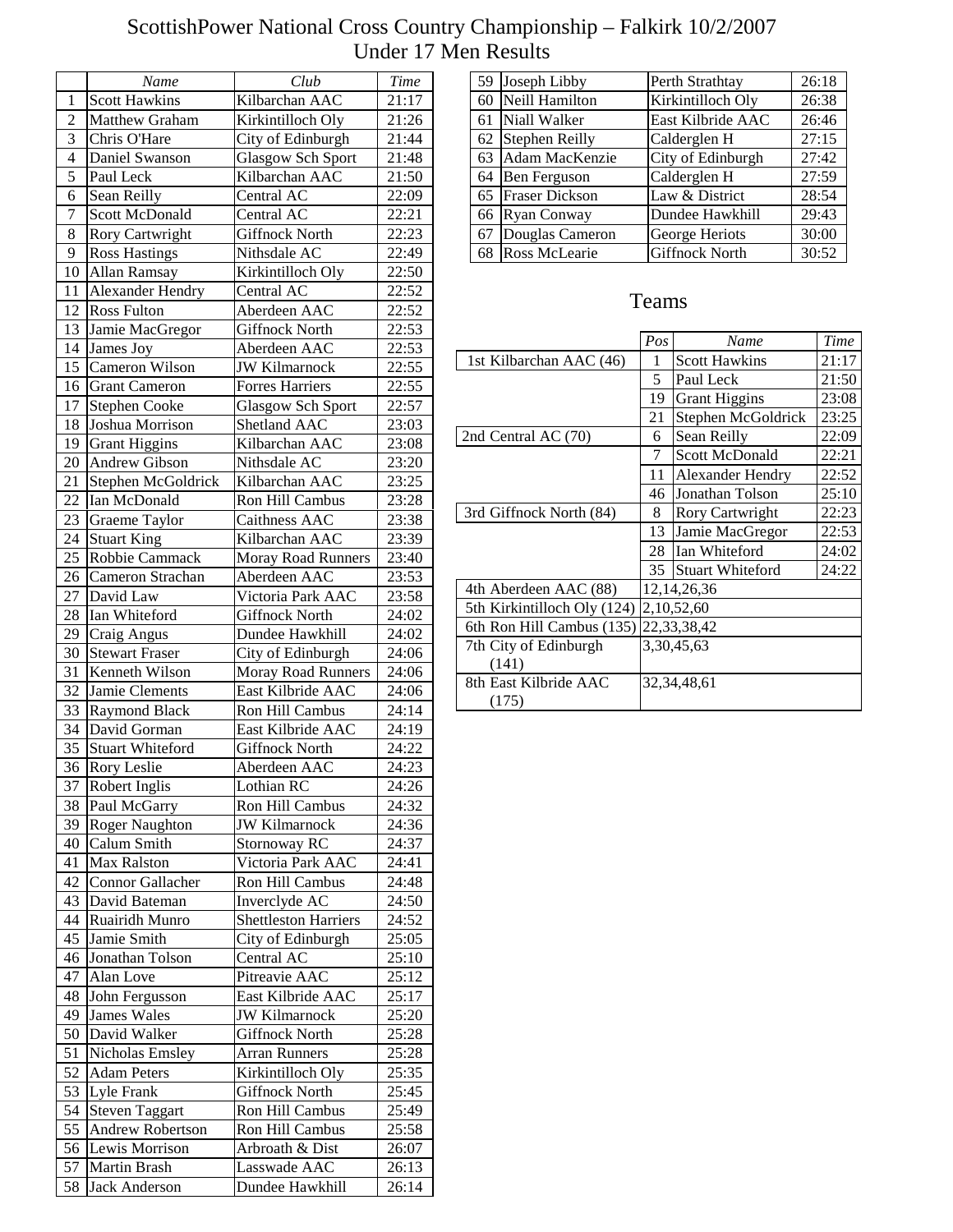# ScottishPower National Cross Country Championship – Falkirk 10/2/2007

## Under 17 Men Results

| | *Name* | *Club* | *Time* |
|---|---|---|---|
| 1 | Scott Hawkins | Kilbarchan AAC | 21:17 |
| 2 | Matthew Graham | Kirkintilloch Oly | 21:26 |
| 3 | Chris O'Hare | City of Edinburgh | 21:44 |
| 4 | Daniel Swanson | Glasgow Sch Sport | 21:48 |
| 5 | Paul Leck | Kilbarchan AAC | 21:50 |
| 6 | Sean Reilly | Central AC | 22:09 |
| 7 | Scott McDonald | Central AC | 22:21 |
| 8 | Rory Cartwright | Giffnock North | 22:23 |
| 9 | Ross Hastings | Nithsdale AC | 22:49 |
| 10 | Allan Ramsay | Kirkintilloch Oly | 22:50 |
| 11 | Alexander Hendry | Central AC | 22:52 |
| 12 | Ross Fulton | Aberdeen AAC | 22:52 |
| 13 | Jamie MacGregor | Giffnock North | 22:53 |
| 14 | James Joy | Aberdeen AAC | 22:53 |
| 15 | Cameron Wilson | JW Kilmarnock | 22:55 |
| 16 | Grant Cameron | Forres Harriers | 22:55 |
| 17 | Stephen Cooke | Glasgow Sch Sport | 22:57 |
| 18 | Joshua Morrison | Shetland AAC | 23:03 |
| 19 | Grant Higgins | Kilbarchan AAC | 23:08 |
| 20 | Andrew Gibson | Nithsdale AC | 23:20 |
| 21 | Stephen McGoldrick | Kilbarchan AAC | 23:25 |
| 22 | Ian McDonald | Ron Hill Cambus | 23:28 |
| 23 | Graeme Taylor | Caithness AAC | 23:38 |
| 24 | Stuart King | Kilbarchan AAC | 23:39 |
| 25 | Robbie Cammack | Moray Road Runners | 23:40 |
| 26 | Cameron Strachan | Aberdeen AAC | 23:53 |
| 27 | David Law | Victoria Park AAC | 23:58 |
| 28 | Ian Whiteford | Giffnock North | 24:02 |
| 29 | Craig Angus | Dundee Hawkhill | 24:02 |
| 30 | Stewart Fraser | City of Edinburgh | 24:06 |
| 31 | Kenneth Wilson | Moray Road Runners | 24:06 |
| 32 | Jamie Clements | East Kilbride AAC | 24:06 |
| 33 | Raymond Black | Ron Hill Cambus | 24:14 |
| 34 | David Gorman | East Kilbride AAC | 24:19 |
| 35 | Stuart Whiteford | Giffnock North | 24:22 |
| 36 | Rory Leslie | Aberdeen AAC | 24:23 |
| 37 | Robert Inglis | Lothian RC | 24:26 |
| 38 | Paul McGarry | Ron Hill Cambus | 24:32 |
| 39 | Roger Naughton | JW Kilmarnock | 24:36 |
| 40 | Calum Smith | Stornoway RC | 24:37 |
| 41 | Max Ralston | Victoria Park AAC | 24:41 |
| 42 | Connor Gallacher | Ron Hill Cambus | 24:48 |
| 43 | David Bateman | Inverclyde AC | 24:50 |
| 44 | Ruairidh Munro | Shettleston Harriers | 24:52 |
| 45 | Jamie Smith | City of Edinburgh | 25:05 |
| 46 | Jonathan Tolson | Central AC | 25:10 |
| 47 | Alan Love | Pitreavie AAC | 25:12 |
| 48 | John Fergusson | East Kilbride AAC | 25:17 |
| 49 | James Wales | JW Kilmarnock | 25:20 |
| 50 | David Walker | Giffnock North | 25:28 |
| 51 | Nicholas Emsley | Arran Runners | 25:28 |
| 52 | Adam Peters | Kirkintilloch Oly | 25:35 |
| 53 | Lyle Frank | Giffnock North | 25:45 |
| 54 | Steven Taggart | Ron Hill Cambus | 25:49 |
| 55 | Andrew Robertson | Ron Hill Cambus | 25:58 |
| 56 | Lewis Morrison | Arbroath & Dist | 26:07 |
| 57 | Martin Brash | Lasswade AAC | 26:13 |
| 58 | Jack Anderson | Dundee Hawkhill | 26:14 |
| 59 | Joseph Libby | Perth Strathtay | 26:18 |
| 60 | Neill Hamilton | Kirkintilloch Oly | 26:38 |
| 61 | Niall Walker | East Kilbride AAC | 26:46 |
| 62 | Stephen Reilly | Calderglen H | 27:15 |
| 63 | Adam MacKenzie | City of Edinburgh | 27:42 |
| 64 | Ben Ferguson | Calderglen H | 27:59 |
| 65 | Fraser Dickson | Law & District | 28:54 |
| 66 | Ryan Conway | Dundee Hawkhill | 29:43 |
| 67 | Douglas Cameron | George Heriots | 30:00 |
| 68 | Ross McLearie | Giffnock North | 30:52 |

## Teams

| | *Pos* | *Name* | *Time* |
|---|---|---|---|
| 1st Kilbarchan AAC (46) | 1 | Scott Hawkins | 21:17 |
| | 5 | Paul Leck | 21:50 |
| | 19 | Grant Higgins | 23:08 |
| | 21 | Stephen McGoldrick | 23:25 |
| 2nd Central AC (70) | 6 | Sean Reilly | 22:09 |
| | 7 | Scott McDonald | 22:21 |
| | 11 | Alexander Hendry | 22:52 |
| | 46 | Jonathan Tolson | 25:10 |
| 3rd Giffnock North (84) | 8 | Rory Cartwright | 22:23 |
| | 13 | Jamie MacGregor | 22:53 |
| | 28 | Ian Whiteford | 24:02 |
| | 35 | Stuart Whiteford | 24:22 |
| 4th Aberdeen AAC (88) | 12,14,26,36 | | |
| 5th Kirkintilloch Oly (124) | 2,10,52,60 | | |
| 6th Ron Hill Cambus (135) | 22,33,38,42 | | |
| 7th City of Edinburgh (141) | 3,30,45,63 | | |
| 8th East Kilbride AAC (175) | 32,34,48,61 | | |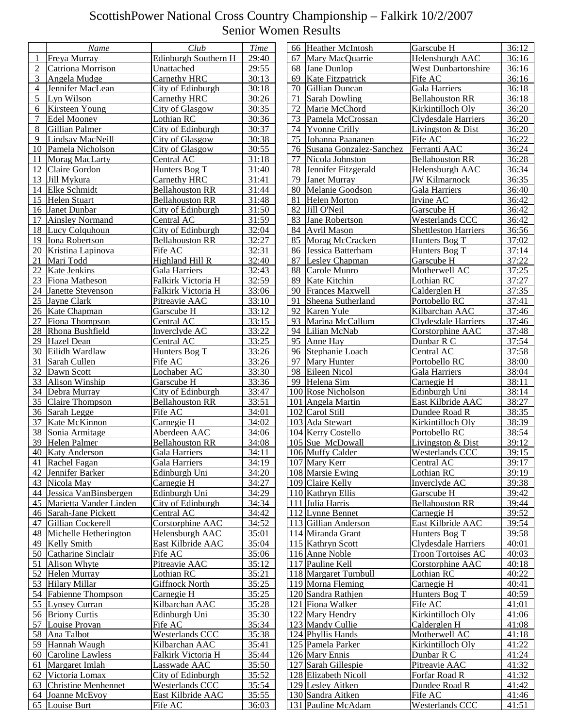# ScottishPower National Cross Country Championship – Falkirk 10/2/2007

## Senior Women Results

| | Name | Club | Time |
|---|---|---|---|
| 1 | Freya Murray | Edinburgh Southern H | 29:40 |
| 2 | Catriona Morrison | Unattached | 29:55 |
| 3 | Angela Mudge | Carnethy HRC | 30:13 |
| 4 | Jennifer MacLean | City of Edinburgh | 30:18 |
| 5 | Lyn Wilson | Carnethy HRC | 30:26 |
| 6 | Kirsteen Young | City of Glasgow | 30:35 |
| 7 | Edel Mooney | Lothian RC | 30:36 |
| 8 | Gillian Palmer | City of Edinburgh | 30:37 |
| 9 | Lindsay MacNeill | City of Glasgow | 30:38 |
| 10 | Pamela Nicholson | City of Glasgow | 30:55 |
| 11 | Morag MacLarty | Central AC | 31:18 |
| 12 | Claire Gordon | Hunters Bog T | 31:40 |
| 13 | Jill Mykura | Carnethy HRC | 31:41 |
| 14 | Elke Schmidt | Bellahouston RR | 31:44 |
| 15 | Helen Stuart | Bellahouston RR | 31:48 |
| 16 | Janet Dunbar | City of Edinburgh | 31:50 |
| 17 | Ainsley Normand | Central AC | 31:59 |
| 18 | Lucy Colquhoun | City of Edinburgh | 32:04 |
| 19 | Iona Robertson | Bellahouston RR | 32:27 |
| 20 | Kristina Lapinova | Fife AC | 32:31 |
| 21 | Mari Todd | Highland Hill R | 32:40 |
| 22 | Kate Jenkins | Gala Harriers | 32:43 |
| 23 | Fiona Matheson | Falkirk Victoria H | 32:59 |
| 24 | Janette Stevenson | Falkirk Victoria H | 33:06 |
| 25 | Jayne Clark | Pitreavie AAC | 33:10 |
| 26 | Kate Chapman | Garscube H | 33:12 |
| 27 | Fiona Thompson | Central AC | 33:15 |
| 28 | Rhona Bushfield | Inverclyde AC | 33:22 |
| 29 | Hazel Dean | Central AC | 33:25 |
| 30 | Eilidh Wardlaw | Hunters Bog T | 33:26 |
| 31 | Sarah Cullen | Fife AC | 33:26 |
| 32 | Dawn Scott | Lochaber AC | 33:30 |
| 33 | Alison Winship | Garscube H | 33:36 |
| 34 | Debra Murray | City of Edinburgh | 33:47 |
| 35 | Claire Thompson | Bellahouston RR | 33:51 |
| 36 | Sarah Legge | Fife AC | 34:01 |
| 37 | Kate McKinnon | Carnegie H | 34:02 |
| 38 | Sonia Armitage | Aberdeen AAC | 34:06 |
| 39 | Helen Palmer | Bellahouston RR | 34:08 |
| 40 | Katy Anderson | Gala Harriers | 34:11 |
| 41 | Rachel Fagan | Gala Harriers | 34:19 |
| 42 | Jennifer Barker | Edinburgh Uni | 34:20 |
| 43 | Nicola May | Carnegie H | 34:27 |
| 44 | Jessica VanBinsbergen | Edinburgh Uni | 34:29 |
| 45 | Marietta Vander Linden | City of Edinburgh | 34:34 |
| 46 | Sarah-Jane Pickett | Central AC | 34:42 |
| 47 | Gillian Cockerell | Corstorphine AAC | 34:52 |
| 48 | Michelle Hetherington | Helensburgh AAC | 35:01 |
| 49 | Kelly Smith | East Kilbride AAC | 35:04 |
| 50 | Catharine Sinclair | Fife AC | 35:06 |
| 51 | Alison Whyte | Pitreavie AAC | 35:12 |
| 52 | Helen Murray | Lothian RC | 35:21 |
| 53 | Hilary Millar | Giffnock North | 35:25 |
| 54 | Fabienne Thompson | Carnegie H | 35:25 |
| 55 | Lynsey Curran | Kilbarchan AAC | 35:28 |
| 56 | Briony Curtis | Edinburgh Uni | 35:30 |
| 57 | Louise Provan | Fife AC | 35:34 |
| 58 | Ana Talbot | Westerlands CCC | 35:38 |
| 59 | Hannah Waugh | Kilbarchan AAC | 35:41 |
| 60 | Caroline Lawless | Falkirk Victoria H | 35:44 |
| 61 | Margaret Imlah | Lasswade AAC | 35:50 |
| 62 | Victoria Lomax | City of Edinburgh | 35:52 |
| 63 | Christine Menhennet | Westerlands CCC | 35:54 |
| 64 | Joanne McEvoy | East Kilbride AAC | 35:55 |
| 65 | Louise Burt | Fife AC | 36:03 |
| 66 | Heather McIntosh | Garscube H | 36:12 |
| 67 | Mary MacQuarrie | Helensburgh AAC | 36:16 |
| 68 | Jane Dunlop | West Dunbartonshire | 36:16 |
| 69 | Kate Fitzpatrick | Fife AC | 36:16 |
| 70 | Gillian Duncan | Gala Harriers | 36:18 |
| 71 | Sarah Dowling | Bellahouston RR | 36:18 |
| 72 | Marie McChord | Kirkintilloch Oly | 36:20 |
| 73 | Pamela McCrossan | Clydesdale Harriers | 36:20 |
| 74 | Yvonne Crilly | Livingston & Dist | 36:20 |
| 75 | Johanna Paananen | Fife AC | 36:22 |
| 76 | Susana Gonzalez-Sanchez | Ferranti AAC | 36:24 |
| 77 | Nicola Johnston | Bellahouston RR | 36:28 |
| 78 | Jennifer Fitzgerald | Helensburgh AAC | 36:34 |
| 79 | Janet Murray | JW Kilmarnock | 36:35 |
| 80 | Melanie Goodson | Gala Harriers | 36:40 |
| 81 | Helen Morton | Irvine AC | 36:42 |
| 82 | Jill O'Neil | Garscube H | 36:42 |
| 83 | Jane Robertson | Westerlands CCC | 36:42 |
| 84 | Avril Mason | Shettleston Harriers | 36:56 |
| 85 | Morag McCracken | Hunters Bog T | 37:02 |
| 86 | Jessica Batterham | Hunters Bog T | 37:14 |
| 87 | Lesley Chapman | Garscube H | 37:22 |
| 88 | Carole Munro | Motherwell AC | 37:25 |
| 89 | Kate Kitchin | Lothian RC | 37:27 |
| 90 | Frances Maxwell | Calderglen H | 37:35 |
| 91 | Sheena Sutherland | Portobello RC | 37:41 |
| 92 | Karen Yule | Kilbarchan AAC | 37:46 |
| 93 | Marina McCallum | Clydesdale Harriers | 37:46 |
| 94 | Lilian McNab | Corstorphine AAC | 37:48 |
| 95 | Anne Hay | Dunbar R C | 37:54 |
| 96 | Stephanie Loach | Central AC | 37:58 |
| 97 | Mary Hunter | Portobello RC | 38:00 |
| 98 | Eileen Nicol | Gala Harriers | 38:04 |
| 99 | Helena Sim | Carnegie H | 38:11 |
| 100 | Rose Nicholson | Edinburgh Uni | 38:14 |
| 101 | Angela Martin | East Kilbride AAC | 38:27 |
| 102 | Carol Still | Dundee Road R | 38:35 |
| 103 | Ada Stewart | Kirkintilloch Oly | 38:39 |
| 104 | Kerry Costello | Portobello RC | 38:54 |
| 105 | Sue McDowall | Livingston & Dist | 39:12 |
| 106 | Muffy Calder | Westerlands CCC | 39:15 |
| 107 | Mary Kerr | Central AC | 39:17 |
| 108 | Marsie Ewing | Lothian RC | 39:19 |
| 109 | Claire Kelly | Inverclyde AC | 39:38 |
| 110 | Kathryn Ellis | Garscube H | 39:42 |
| 111 | Julia Harris | Bellahouston RR | 39:44 |
| 112 | Lynne Bennet | Carnegie H | 39:52 |
| 113 | Gillian Anderson | East Kilbride AAC | 39:54 |
| 114 | Miranda Grant | Hunters Bog T | 39:58 |
| 115 | Kathryn Scott | Clydesdale Harriers | 40:01 |
| 116 | Anne Noble | Troon Tortoises AC | 40:03 |
| 117 | Pauline Kell | Corstorphine AAC | 40:18 |
| 118 | Margaret Turnbull | Lothian RC | 40:22 |
| 119 | Morna Fleming | Carnegie H | 40:41 |
| 120 | Sandra Rathjen | Hunters Bog T | 40:59 |
| 121 | Fiona Walker | Fife AC | 41:01 |
| 122 | Mary Hendry | Kirkintilloch Oly | 41:06 |
| 123 | Mandy Cullie | Calderglen H | 41:08 |
| 124 | Phyllis Hands | Motherwell AC | 41:18 |
| 125 | Pamela Parker | Kirkintilloch Oly | 41:22 |
| 126 | Mary Ennis | Dunbar R C | 41:24 |
| 127 | Sarah Gillespie | Pitreavie AAC | 41:32 |
| 128 | Elizabeth Nicoll | Forfar Road R | 41:32 |
| 129 | Lesley Aitken | Dundee Road R | 41:42 |
| 130 | Sandra Aitken | Fife AC | 41:46 |
| 131 | Pauline McAdam | Westerlands CCC | 41:51 |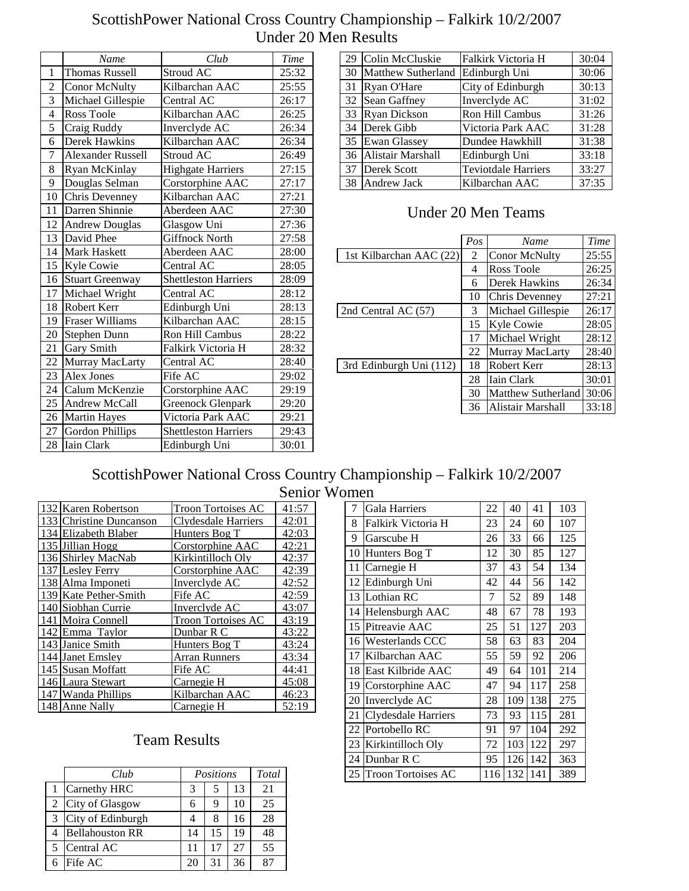# ScottishPower National Cross Country Championship – Falkirk 10/2/2007

## Under 20 Men Results

| | *Name* | *Club* | *Time* |
|---|---|---|---|
| 1 | Thomas Russell | Stroud AC | 25:32 |
| 2 | Conor McNulty | Kilbarchan AAC | 25:55 |
| 3 | Michael Gillespie | Central AC | 26:17 |
| 4 | Ross Toole | Kilbarchan AAC | 26:25 |
| 5 | Craig Ruddy | Inverclyde AC | 26:34 |
| 6 | Derek Hawkins | Kilbarchan AAC | 26:34 |
| 7 | Alexander Russell | Stroud AC | 26:49 |
| 8 | Ryan McKinlay | Highgate Harriers | 27:15 |
| 9 | Douglas Selman | Corstorphine AAC | 27:17 |
| 10 | Chris Devenney | Kilbarchan AAC | 27:21 |
| 11 | Darren Shinnie | Aberdeen AAC | 27:30 |
| 12 | Andrew Douglas | Glasgow Uni | 27:36 |
| 13 | David Phee | Giffnock North | 27:58 |
| 14 | Mark Haskett | Aberdeen AAC | 28:00 |
| 15 | Kyle Cowie | Central AC | 28:05 |
| 16 | Stuart Greenway | Shettleston Harriers | 28:09 |
| 17 | Michael Wright | Central AC | 28:12 |
| 18 | Robert Kerr | Edinburgh Uni | 28:13 |
| 19 | Fraser Williams | Kilbarchan AAC | 28:15 |
| 20 | Stephen Dunn | Ron Hill Cambus | 28:22 |
| 21 | Gary Smith | Falkirk Victoria H | 28:32 |
| 22 | Murray MacLarty | Central AC | 28:40 |
| 23 | Alex Jones | Fife AC | 29:02 |
| 24 | Calum McKenzie | Corstorphine AAC | 29:19 |
| 25 | Andrew McCall | Greenock Glenpark | 29:20 |
| 26 | Martin Hayes | Victoria Park AAC | 29:21 |
| 27 | Gordon Phillips | Shettleston Harriers | 29:43 |
| 28 | Iain Clark | Edinburgh Uni | 30:01 |
| 29 | Colin McCluskie | Falkirk Victoria H | 30:04 |
| 30 | Matthew Sutherland | Edinburgh Uni | 30:06 |
| 31 | Ryan O'Hare | City of Edinburgh | 30:13 |
| 32 | Sean Gaffney | Inverclyde AC | 31:02 |
| 33 | Ryan Dickson | Ron Hill Cambus | 31:26 |
| 34 | Derek Gibb | Victoria Park AAC | 31:28 |
| 35 | Ewan Glassey | Dundee Hawkhill | 31:38 |
| 36 | Alistair Marshall | Edinburgh Uni | 33:18 |
| 37 | Derek Scott | Teviotdale Harriers | 33:27 |
| 38 | Andrew Jack | Kilbarchan AAC | 37:35 |

## Under 20 Men Teams

| | *Pos* | *Name* | *Time* |
|---|---|---|---|
| 1st Kilbarchan AAC (22) | 2 | Conor McNulty | 25:55 |
| | 4 | Ross Toole | 26:25 |
| | 6 | Derek Hawkins | 26:34 |
| | 10 | Chris Devenney | 27:21 |
| 2nd Central AC (57) | 3 | Michael Gillespie | 26:17 |
| | 15 | Kyle Cowie | 28:05 |
| | 17 | Michael Wright | 28:12 |
| | 22 | Murray MacLarty | 28:40 |
| 3rd Edinburgh Uni (112) | 18 | Robert Kerr | 28:13 |
| | 28 | Iain Clark | 30:01 |
| | 30 | Matthew Sutherland | 30:06 |
| | 36 | Alistair Marshall | 33:18 |

# ScottishPower National Cross Country Championship – Falkirk 10/2/2007

## Senior Women

| | | | |
|---|---|---|---|
| 132 | Karen Robertson | Troon Tortoises AC | 41:57 |
| 133 | Christine Duncanson | Clydesdale Harriers | 42:01 |
| 134 | Elizabeth Blaber | Hunters Bog T | 42:03 |
| 135 | Jillian Hogg | Corstorphine AAC | 42:21 |
| 136 | Shirley MacNab | Kirkintilloch Oly | 42:37 |
| 137 | Lesley Ferry | Corstorphine AAC | 42:39 |
| 138 | Alma Imponeti | Inverclyde AC | 42:52 |
| 139 | Kate Pether-Smith | Fife AC | 42:59 |
| 140 | Siobhan Currie | Inverclyde AC | 43:07 |
| 141 | Moira Connell | Troon Tortoises AC | 43:19 |
| 142 | Emma Taylor | Dunbar R C | 43:22 |
| 143 | Janice Smith | Hunters Bog T | 43:24 |
| 144 | Janet Emsley | Arran Runners | 43:34 |
| 145 | Susan Moffatt | Fife AC | 44:41 |
| 146 | Laura Stewart | Carnegie H | 45:08 |
| 147 | Wanda Phillips | Kilbarchan AAC | 46:23 |
| 148 | Anne Nally | Carnegie H | 52:19 |

## Team Results

| | *Club* | *Positions* | | | *Total* |
|---|---|---|---|---|---|
| 1 | Carnethy HRC | 3 | 5 | 13 | 21 |
| 2 | City of Glasgow | 6 | 9 | 10 | 25 |
| 3 | City of Edinburgh | 4 | 8 | 16 | 28 |
| 4 | Bellahouston RR | 14 | 15 | 19 | 48 |
| 5 | Central AC | 11 | 17 | 27 | 55 |
| 6 | Fife AC | 20 | 31 | 36 | 87 |
| 7 | Gala Harriers | 22 | 40 | 41 | 103 |
| 8 | Falkirk Victoria H | 23 | 24 | 60 | 107 |
| 9 | Garscube H | 26 | 33 | 66 | 125 |
| 10 | Hunters Bog T | 12 | 30 | 85 | 127 |
| 11 | Carnegie H | 37 | 43 | 54 | 134 |
| 12 | Edinburgh Uni | 42 | 44 | 56 | 142 |
| 13 | Lothian RC | 7 | 52 | 89 | 148 |
| 14 | Helensburgh AAC | 48 | 67 | 78 | 193 |
| 15 | Pitreavie AAC | 25 | 51 | 127 | 203 |
| 16 | Westerlands CCC | 58 | 63 | 83 | 204 |
| 17 | Kilbarchan AAC | 55 | 59 | 92 | 206 |
| 18 | East Kilbride AAC | 49 | 64 | 101 | 214 |
| 19 | Corstorphine AAC | 47 | 94 | 117 | 258 |
| 20 | Inverclyde AC | 28 | 109 | 138 | 275 |
| 21 | Clydesdale Harriers | 73 | 93 | 115 | 281 |
| 22 | Portobello RC | 91 | 97 | 104 | 292 |
| 23 | Kirkintilloch Oly | 72 | 103 | 122 | 297 |
| 24 | Dunbar R C | 95 | 126 | 142 | 363 |
| 25 | Troon Tortoises AC | 116 | 132 | 141 | 389 |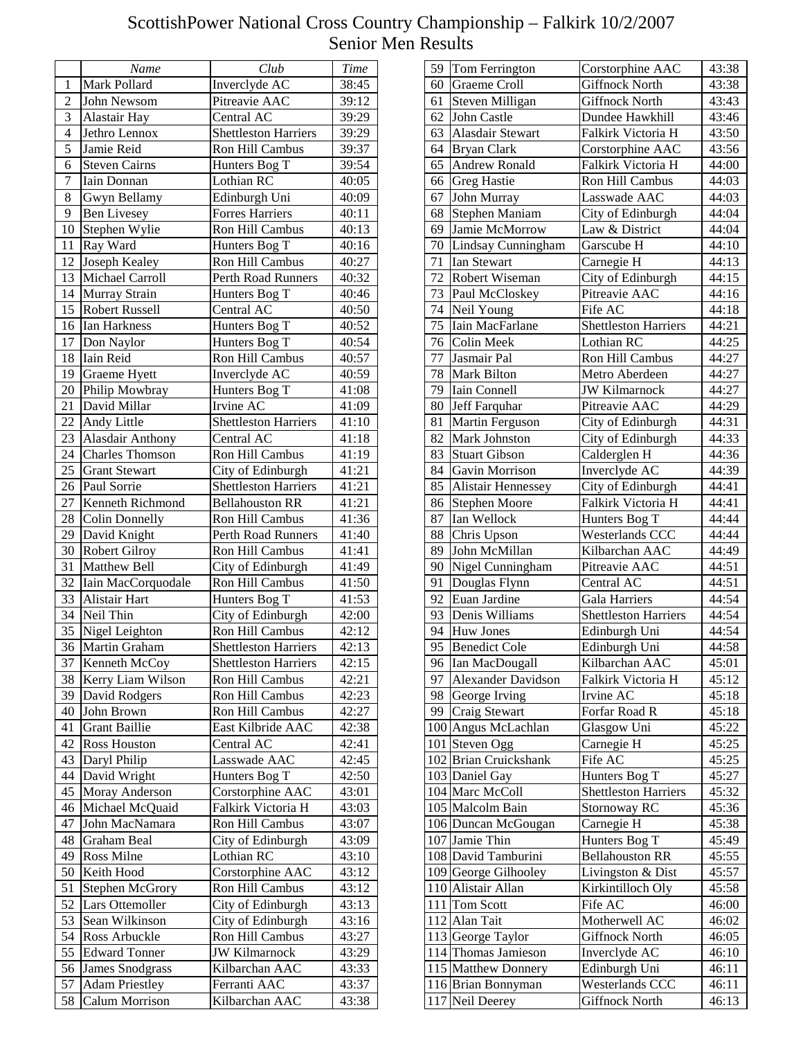# ScottishPower National Cross Country Championship – Falkirk 10/2/2007
## Senior Men Results

| | Name | Club | Time |
|---|---|---|---|
| 1 | Mark Pollard | Inverclyde AC | 38:45 |
| 2 | John Newsom | Pitreavie AAC | 39:12 |
| 3 | Alastair Hay | Central AC | 39:29 |
| 4 | Jethro Lennox | Shettleston Harriers | 39:29 |
| 5 | Jamie Reid | Ron Hill Cambus | 39:37 |
| 6 | Steven Cairns | Hunters Bog T | 39:54 |
| 7 | Iain Donnan | Lothian RC | 40:05 |
| 8 | Gwyn Bellamy | Edinburgh Uni | 40:09 |
| 9 | Ben Livesey | Forres Harriers | 40:11 |
| 10 | Stephen Wylie | Ron Hill Cambus | 40:13 |
| 11 | Ray Ward | Hunters Bog T | 40:16 |
| 12 | Joseph Kealey | Ron Hill Cambus | 40:27 |
| 13 | Michael Carroll | Perth Road Runners | 40:32 |
| 14 | Murray Strain | Hunters Bog T | 40:46 |
| 15 | Robert Russell | Central AC | 40:50 |
| 16 | Ian Harkness | Hunters Bog T | 40:52 |
| 17 | Don Naylor | Hunters Bog T | 40:54 |
| 18 | Iain Reid | Ron Hill Cambus | 40:57 |
| 19 | Graeme Hyett | Inverclyde AC | 40:59 |
| 20 | Philip Mowbray | Hunters Bog T | 41:08 |
| 21 | David Millar | Irvine AC | 41:09 |
| 22 | Andy Little | Shettleston Harriers | 41:10 |
| 23 | Alasdair Anthony | Central AC | 41:18 |
| 24 | Charles Thomson | Ron Hill Cambus | 41:19 |
| 25 | Grant Stewart | City of Edinburgh | 41:21 |
| 26 | Paul Sorrie | Shettleston Harriers | 41:21 |
| 27 | Kenneth Richmond | Bellahouston RR | 41:21 |
| 28 | Colin Donnelly | Ron Hill Cambus | 41:36 |
| 29 | David Knight | Perth Road Runners | 41:40 |
| 30 | Robert Gilroy | Ron Hill Cambus | 41:41 |
| 31 | Matthew Bell | City of Edinburgh | 41:49 |
| 32 | Iain MacCorquodale | Ron Hill Cambus | 41:50 |
| 33 | Alistair Hart | Hunters Bog T | 41:53 |
| 34 | Neil Thin | City of Edinburgh | 42:00 |
| 35 | Nigel Leighton | Ron Hill Cambus | 42:12 |
| 36 | Martin Graham | Shettleston Harriers | 42:13 |
| 37 | Kenneth McCoy | Shettleston Harriers | 42:15 |
| 38 | Kerry Liam Wilson | Ron Hill Cambus | 42:21 |
| 39 | David Rodgers | Ron Hill Cambus | 42:23 |
| 40 | John Brown | Ron Hill Cambus | 42:27 |
| 41 | Grant Baillie | East Kilbride AAC | 42:38 |
| 42 | Ross Houston | Central AC | 42:41 |
| 43 | Daryl Philip | Lasswade AAC | 42:45 |
| 44 | David Wright | Hunters Bog T | 42:50 |
| 45 | Moray Anderson | Corstorphine AAC | 43:01 |
| 46 | Michael McQuaid | Falkirk Victoria H | 43:03 |
| 47 | John MacNamara | Ron Hill Cambus | 43:07 |
| 48 | Graham Beal | City of Edinburgh | 43:09 |
| 49 | Ross Milne | Lothian RC | 43:10 |
| 50 | Keith Hood | Corstorphine AAC | 43:12 |
| 51 | Stephen McGrory | Ron Hill Cambus | 43:12 |
| 52 | Lars Ottemoller | City of Edinburgh | 43:13 |
| 53 | Sean Wilkinson | City of Edinburgh | 43:16 |
| 54 | Ross Arbuckle | Ron Hill Cambus | 43:27 |
| 55 | Edward Tonner | JW Kilmarnock | 43:29 |
| 56 | James Snodgrass | Kilbarchan AAC | 43:33 |
| 57 | Adam Priestley | Ferranti AAC | 43:37 |
| 58 | Calum Morrison | Kilbarchan AAC | 43:38 |
| 59 | Tom Ferrington | Corstorphine AAC | 43:38 |
| 60 | Graeme Croll | Giffnock North | 43:38 |
| 61 | Steven Milligan | Giffnock North | 43:43 |
| 62 | John Castle | Dundee Hawkhill | 43:46 |
| 63 | Alasdair Stewart | Falkirk Victoria H | 43:50 |
| 64 | Bryan Clark | Corstorphine AAC | 43:56 |
| 65 | Andrew Ronald | Falkirk Victoria H | 44:00 |
| 66 | Greg Hastie | Ron Hill Cambus | 44:03 |
| 67 | John Murray | Lasswade AAC | 44:03 |
| 68 | Stephen Maniam | City of Edinburgh | 44:04 |
| 69 | Jamie McMorrow | Law & District | 44:04 |
| 70 | Lindsay Cunningham | Garscube H | 44:10 |
| 71 | Ian Stewart | Carnegie H | 44:13 |
| 72 | Robert Wiseman | City of Edinburgh | 44:15 |
| 73 | Paul McCloskey | Pitreavie AAC | 44:16 |
| 74 | Neil Young | Fife AC | 44:18 |
| 75 | Iain MacFarlane | Shettleston Harriers | 44:21 |
| 76 | Colin Meek | Lothian RC | 44:25 |
| 77 | Jasmair Pal | Ron Hill Cambus | 44:27 |
| 78 | Mark Bilton | Metro Aberdeen | 44:27 |
| 79 | Iain Connell | JW Kilmarnock | 44:27 |
| 80 | Jeff Farquhar | Pitreavie AAC | 44:29 |
| 81 | Martin Ferguson | City of Edinburgh | 44:31 |
| 82 | Mark Johnston | City of Edinburgh | 44:33 |
| 83 | Stuart Gibson | Calderglen H | 44:36 |
| 84 | Gavin Morrison | Inverclyde AC | 44:39 |
| 85 | Alistair Hennessey | City of Edinburgh | 44:41 |
| 86 | Stephen Moore | Falkirk Victoria H | 44:41 |
| 87 | Ian Wellock | Hunters Bog T | 44:44 |
| 88 | Chris Upson | Westerlands CCC | 44:44 |
| 89 | John McMillan | Kilbarchan AAC | 44:49 |
| 90 | Nigel Cunningham | Pitreavie AAC | 44:51 |
| 91 | Douglas Flynn | Central AC | 44:51 |
| 92 | Euan Jardine | Gala Harriers | 44:54 |
| 93 | Denis Williams | Shettleston Harriers | 44:54 |
| 94 | Huw Jones | Edinburgh Uni | 44:54 |
| 95 | Benedict Cole | Edinburgh Uni | 44:58 |
| 96 | Ian MacDougall | Kilbarchan AAC | 45:01 |
| 97 | Alexander Davidson | Falkirk Victoria H | 45:12 |
| 98 | George Irving | Irvine AC | 45:18 |
| 99 | Craig Stewart | Forfar Road R | 45:18 |
| 100 | Angus McLachlan | Glasgow Uni | 45:22 |
| 101 | Steven Ogg | Carnegie H | 45:25 |
| 102 | Brian Cruickshank | Fife AC | 45:25 |
| 103 | Daniel Gay | Hunters Bog T | 45:27 |
| 104 | Marc McColl | Shettleston Harriers | 45:32 |
| 105 | Malcolm Bain | Stornoway RC | 45:36 |
| 106 | Duncan McGougan | Carnegie H | 45:38 |
| 107 | Jamie Thin | Hunters Bog T | 45:49 |
| 108 | David Tamburini | Bellahouston RR | 45:55 |
| 109 | George Gilhooley | Livingston & Dist | 45:57 |
| 110 | Alistair Allan | Kirkintilloch Oly | 45:58 |
| 111 | Tom Scott | Fife AC | 46:00 |
| 112 | Alan Tait | Motherwell AC | 46:02 |
| 113 | George Taylor | Giffnock North | 46:05 |
| 114 | Thomas Jamieson | Inverclyde AC | 46:10 |
| 115 | Matthew Donnery | Edinburgh Uni | 46:11 |
| 116 | Brian Bonnyman | Westerlands CCC | 46:11 |
| 117 | Neil Deerey | Giffnock North | 46:13 |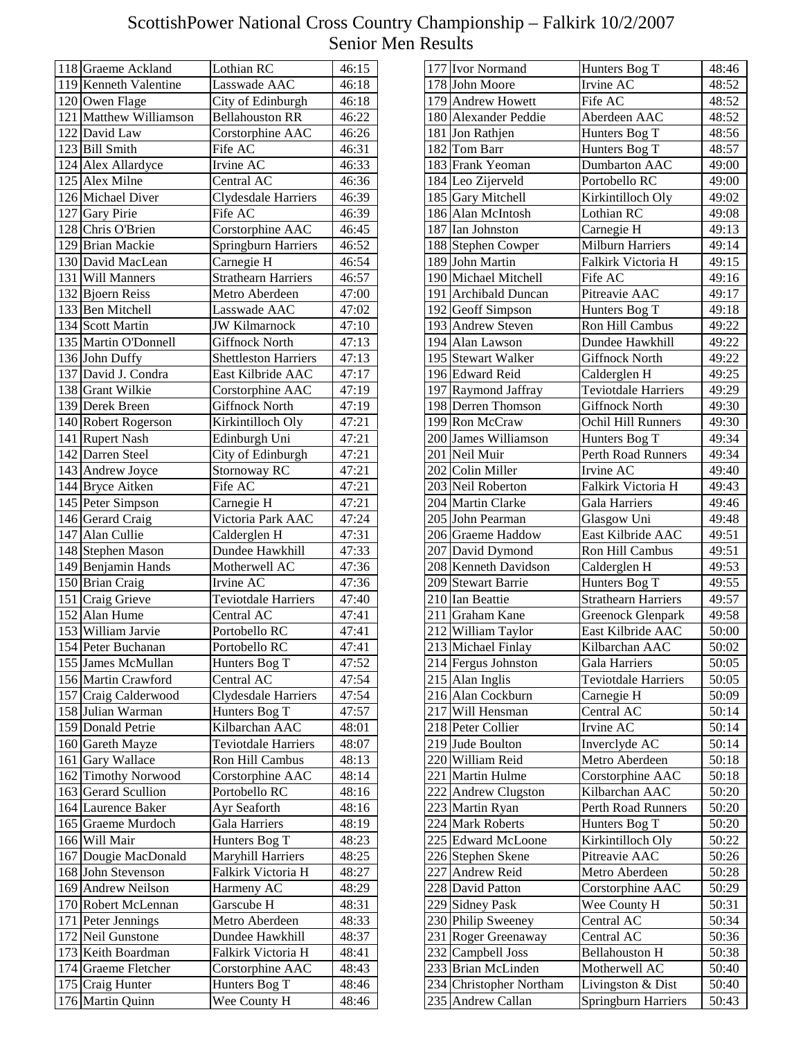# ScottishPower National Cross Country Championship – Falkirk 10/2/2007

## Senior Men Results

| Pos | Name | Club | Time |
|---|---|---|---|
| 118 | Graeme Ackland | Lothian RC | 46:15 |
| 119 | Kenneth Valentine | Lasswade AAC | 46:18 |
| 120 | Owen Flage | City of Edinburgh | 46:18 |
| 121 | Matthew Williamson | Bellahouston RR | 46:22 |
| 122 | David Law | Corstorphine AAC | 46:26 |
| 123 | Bill Smith | Fife AC | 46:31 |
| 124 | Alex Allardyce | Irvine AC | 46:33 |
| 125 | Alex Milne | Central AC | 46:36 |
| 126 | Michael Diver | Clydesdale Harriers | 46:39 |
| 127 | Gary Pirie | Fife AC | 46:39 |
| 128 | Chris O'Brien | Corstorphine AAC | 46:45 |
| 129 | Brian Mackie | Springburn Harriers | 46:52 |
| 130 | David MacLean | Carnegie H | 46:54 |
| 131 | Will Manners | Strathearn Harriers | 46:57 |
| 132 | Bjoern Reiss | Metro Aberdeen | 47:00 |
| 133 | Ben Mitchell | Lasswade AAC | 47:02 |
| 134 | Scott Martin | JW Kilmarnock | 47:10 |
| 135 | Martin O'Donnell | Giffnock North | 47:13 |
| 136 | John Duffy | Shettleston Harriers | 47:13 |
| 137 | David J. Condra | East Kilbride AAC | 47:17 |
| 138 | Grant Wilkie | Corstorphine AAC | 47:19 |
| 139 | Derek Breen | Giffnock North | 47:19 |
| 140 | Robert Rogerson | Kirkintilloch Oly | 47:21 |
| 141 | Rupert Nash | Edinburgh Uni | 47:21 |
| 142 | Darren Steel | City of Edinburgh | 47:21 |
| 143 | Andrew Joyce | Stornoway RC | 47:21 |
| 144 | Bryce Aitken | Fife AC | 47:21 |
| 145 | Peter Simpson | Carnegie H | 47:21 |
| 146 | Gerard Craig | Victoria Park AAC | 47:24 |
| 147 | Alan Cullie | Calderglen H | 47:31 |
| 148 | Stephen Mason | Dundee Hawkhill | 47:33 |
| 149 | Benjamin Hands | Motherwell AC | 47:36 |
| 150 | Brian Craig | Irvine AC | 47:36 |
| 151 | Craig Grieve | Teviotdale Harriers | 47:40 |
| 152 | Alan Hume | Central AC | 47:41 |
| 153 | William Jarvie | Portobello RC | 47:41 |
| 154 | Peter Buchanan | Portobello RC | 47:41 |
| 155 | James McMullan | Hunters Bog T | 47:52 |
| 156 | Martin Crawford | Central AC | 47:54 |
| 157 | Craig Calderwood | Clydesdale Harriers | 47:54 |
| 158 | Julian Warman | Hunters Bog T | 47:57 |
| 159 | Donald Petrie | Kilbarchan AAC | 48:01 |
| 160 | Gareth Mayze | Teviotdale Harriers | 48:07 |
| 161 | Gary Wallace | Ron Hill Cambus | 48:13 |
| 162 | Timothy Norwood | Corstorphine AAC | 48:14 |
| 163 | Gerard Scullion | Portobello RC | 48:16 |
| 164 | Laurence Baker | Ayr Seaforth | 48:16 |
| 165 | Graeme Murdoch | Gala Harriers | 48:19 |
| 166 | Will Mair | Hunters Bog T | 48:23 |
| 167 | Dougie MacDonald | Maryhill Harriers | 48:25 |
| 168 | John Stevenson | Falkirk Victoria H | 48:27 |
| 169 | Andrew Neilson | Harmeny AC | 48:29 |
| 170 | Robert McLennan | Garscube H | 48:31 |
| 171 | Peter Jennings | Metro Aberdeen | 48:33 |
| 172 | Neil Gunstone | Dundee Hawkhill | 48:37 |
| 173 | Keith Boardman | Falkirk Victoria H | 48:41 |
| 174 | Graeme Fletcher | Corstorphine AAC | 48:43 |
| 175 | Craig Hunter | Hunters Bog T | 48:46 |
| 176 | Martin Quinn | Wee County H | 48:46 |
| 177 | Ivor Normand | Hunters Bog T | 48:46 |
| 178 | John Moore | Irvine AC | 48:52 |
| 179 | Andrew Howett | Fife AC | 48:52 |
| 180 | Alexander Peddie | Aberdeen AAC | 48:52 |
| 181 | Jon Rathjen | Hunters Bog T | 48:56 |
| 182 | Tom Barr | Hunters Bog T | 48:57 |
| 183 | Frank Yeoman | Dumbarton AAC | 49:00 |
| 184 | Leo Zijerveld | Portobello RC | 49:00 |
| 185 | Gary Mitchell | Kirkintilloch Oly | 49:02 |
| 186 | Alan McIntosh | Lothian RC | 49:08 |
| 187 | Ian Johnston | Carnegie H | 49:13 |
| 188 | Stephen Cowper | Milburn Harriers | 49:14 |
| 189 | John Martin | Falkirk Victoria H | 49:15 |
| 190 | Michael Mitchell | Fife AC | 49:16 |
| 191 | Archibald Duncan | Pitreavie AAC | 49:17 |
| 192 | Geoff Simpson | Hunters Bog T | 49:18 |
| 193 | Andrew Steven | Ron Hill Cambus | 49:22 |
| 194 | Alan Lawson | Dundee Hawkhill | 49:22 |
| 195 | Stewart Walker | Giffnock North | 49:22 |
| 196 | Edward Reid | Calderglen H | 49:25 |
| 197 | Raymond Jaffray | Teviotdale Harriers | 49:29 |
| 198 | Derren Thomson | Giffnock North | 49:30 |
| 199 | Ron McCraw | Ochil Hill Runners | 49:30 |
| 200 | James Williamson | Hunters Bog T | 49:34 |
| 201 | Neil Muir | Perth Road Runners | 49:34 |
| 202 | Colin Miller | Irvine AC | 49:40 |
| 203 | Neil Roberton | Falkirk Victoria H | 49:43 |
| 204 | Martin Clarke | Gala Harriers | 49:46 |
| 205 | John Pearman | Glasgow Uni | 49:48 |
| 206 | Graeme Haddow | East Kilbride AAC | 49:51 |
| 207 | David Dymond | Ron Hill Cambus | 49:51 |
| 208 | Kenneth Davidson | Calderglen H | 49:53 |
| 209 | Stewart Barrie | Hunters Bog T | 49:55 |
| 210 | Ian Beattie | Strathearn Harriers | 49:57 |
| 211 | Graham Kane | Greenock Glenpark | 49:58 |
| 212 | William Taylor | East Kilbride AAC | 50:00 |
| 213 | Michael Finlay | Kilbarchan AAC | 50:02 |
| 214 | Fergus Johnston | Gala Harriers | 50:05 |
| 215 | Alan Inglis | Teviotdale Harriers | 50:05 |
| 216 | Alan Cockburn | Carnegie H | 50:09 |
| 217 | Will Hensman | Central AC | 50:14 |
| 218 | Peter Collier | Irvine AC | 50:14 |
| 219 | Jude Boulton | Inverclyde AC | 50:14 |
| 220 | William Reid | Metro Aberdeen | 50:18 |
| 221 | Martin Hulme | Corstorphine AAC | 50:18 |
| 222 | Andrew Clugston | Kilbarchan AAC | 50:20 |
| 223 | Martin Ryan | Perth Road Runners | 50:20 |
| 224 | Mark Roberts | Hunters Bog T | 50:20 |
| 225 | Edward McLoone | Kirkintilloch Oly | 50:22 |
| 226 | Stephen Skene | Pitreavie AAC | 50:26 |
| 227 | Andrew Reid | Metro Aberdeen | 50:28 |
| 228 | David Patton | Corstorphine AAC | 50:29 |
| 229 | Sidney Pask | Wee County H | 50:31 |
| 230 | Philip Sweeney | Central AC | 50:34 |
| 231 | Roger Greenaway | Central AC | 50:36 |
| 232 | Campbell Joss | Bellahouston H | 50:38 |
| 233 | Brian McLinden | Motherwell AC | 50:40 |
| 234 | Christopher Northam | Livingston & Dist | 50:40 |
| 235 | Andrew Callan | Springburn Harriers | 50:43 |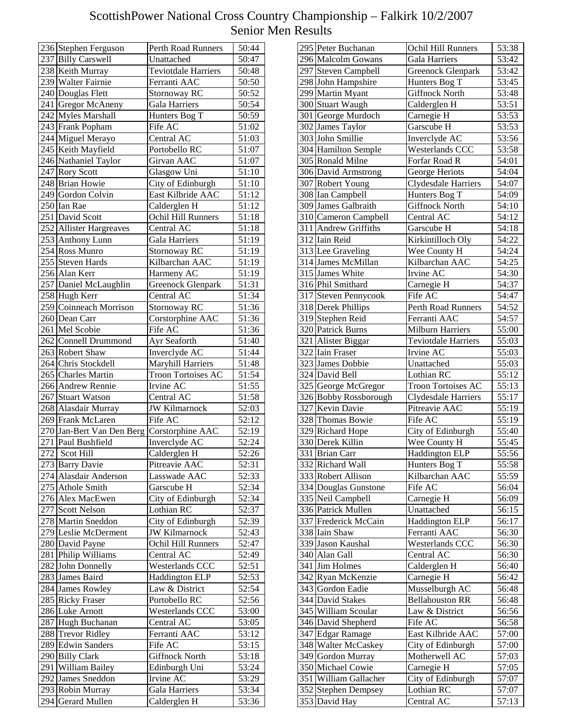# ScottishPower National Cross Country Championship – Falkirk 10/2/2007
## Senior Men Results

| Pos | Name | Club | Time |
|---|---|---|---|
| 236 | Stephen Ferguson | Perth Road Runners | 50:44 |
| 237 | Billy Carswell | Unattached | 50:47 |
| 238 | Keith Murray | Teviotdale Harriers | 50:48 |
| 239 | Walter Fairnie | Ferranti AAC | 50:50 |
| 240 | Douglas Flett | Stornoway RC | 50:52 |
| 241 | Gregor McAneny | Gala Harriers | 50:54 |
| 242 | Myles Marshall | Hunters Bog T | 50:59 |
| 243 | Frank Popham | Fife AC | 51:02 |
| 244 | Miguel Merayo | Central AC | 51:03 |
| 245 | Keith Mayfield | Portobello RC | 51:07 |
| 246 | Nathaniel Taylor | Girvan AAC | 51:07 |
| 247 | Rory Scott | Glasgow Uni | 51:10 |
| 248 | Brian Howie | City of Edinburgh | 51:10 |
| 249 | Gordon Colvin | East Kilbride AAC | 51:12 |
| 250 | Ian Rae | Calderglen H | 51:12 |
| 251 | David Scott | Ochil Hill Runners | 51:18 |
| 252 | Allister Hargreaves | Central AC | 51:18 |
| 253 | Anthony Lunn | Gala Harriers | 51:19 |
| 254 | Ross Munro | Stornoway RC | 51:19 |
| 255 | Steven Hards | Kilbarchan AAC | 51:19 |
| 256 | Alan Kerr | Harmeny AC | 51:19 |
| 257 | Daniel McLaughlin | Greenock Glenpark | 51:31 |
| 258 | Hugh Kerr | Central AC | 51:34 |
| 259 | Coinneach Morrison | Stornoway RC | 51:36 |
| 260 | Dean Carr | Corstorphine AAC | 51:36 |
| 261 | Mel Scobie | Fife AC | 51:36 |
| 262 | Connell Drummond | Ayr Seaforth | 51:40 |
| 263 | Robert Shaw | Inverclyde AC | 51:44 |
| 264 | Chris Stockdell | Maryhill Harriers | 51:48 |
| 265 | Charles Martin | Troon Tortoises AC | 51:54 |
| 266 | Andrew Rennie | Irvine AC | 51:55 |
| 267 | Stuart Watson | Central AC | 51:58 |
| 268 | Alasdair Murray | JW Kilmarnock | 52:03 |
| 269 | Frank McLaren | Fife AC | 52:12 |
| 270 | Jan-Bert Van Den Berg | Corstorphine AAC | 52:19 |
| 271 | Paul Bushfield | Inverclyde AC | 52:24 |
| 272 | Scot Hill | Calderglen H | 52:26 |
| 273 | Barry Davie | Pitreavie AAC | 52:31 |
| 274 | Alasdair Anderson | Lasswade AAC | 52:33 |
| 275 | Athole Smith | Garscube H | 52:34 |
| 276 | Alex MacEwen | City of Edinburgh | 52:34 |
| 277 | Scott Nelson | Lothian RC | 52:37 |
| 278 | Martin Sneddon | City of Edinburgh | 52:39 |
| 279 | Leslie McDerment | JW Kilmarnock | 52:43 |
| 280 | David Payne | Ochil Hill Runners | 52:47 |
| 281 | Philip Williams | Central AC | 52:49 |
| 282 | John Donnelly | Westerlands CCC | 52:51 |
| 283 | James Baird | Haddington ELP | 52:53 |
| 284 | James Rowley | Law & District | 52:54 |
| 285 | Ricky Fraser | Portobello RC | 52:56 |
| 286 | Luke Arnott | Westerlands CCC | 53:00 |
| 287 | Hugh Buchanan | Central AC | 53:05 |
| 288 | Trevor Ridley | Ferranti AAC | 53:12 |
| 289 | Edwin Sanders | Fife AC | 53:15 |
| 290 | Billy Clark | Giffnock North | 53:18 |
| 291 | William Bailey | Edinburgh Uni | 53:24 |
| 292 | James Sneddon | Irvine AC | 53:29 |
| 293 | Robin Murray | Gala Harriers | 53:34 |
| 294 | Gerard Mullen | Calderglen H | 53:36 |
| 295 | Peter Buchanan | Ochil Hill Runners | 53:38 |
| 296 | Malcolm Gowans | Gala Harriers | 53:42 |
| 297 | Steven Campbell | Greenock Glenpark | 53:42 |
| 298 | John Hampshire | Hunters Bog T | 53:45 |
| 299 | Martin Myant | Giffnock North | 53:48 |
| 300 | Stuart Waugh | Calderglen H | 53:51 |
| 301 | George Murdoch | Carnegie H | 53:53 |
| 302 | James Taylor | Garscube H | 53:53 |
| 303 | John Smillie | Inverclyde AC | 53:56 |
| 304 | Hamilton Semple | Westerlands CCC | 53:58 |
| 305 | Ronald Milne | Forfar Road R | 54:01 |
| 306 | David Armstrong | George Heriots | 54:04 |
| 307 | Robert Young | Clydesdale Harriers | 54:07 |
| 308 | Ian Campbell | Hunters Bog T | 54:09 |
| 309 | James Galbraith | Giffnock North | 54:10 |
| 310 | Cameron Campbell | Central AC | 54:12 |
| 311 | Andrew Griffiths | Garscube H | 54:18 |
| 312 | Iain Reid | Kirkintilloch Oly | 54:22 |
| 313 | Lee Graveling | Wee County H | 54:24 |
| 314 | James McMillan | Kilbarchan AAC | 54:25 |
| 315 | James White | Irvine AC | 54:30 |
| 316 | Phil Smithard | Carnegie H | 54:37 |
| 317 | Steven Pennycook | Fife AC | 54:47 |
| 318 | Derek Phillips | Perth Road Runners | 54:52 |
| 319 | Stephen Reid | Ferranti AAC | 54:57 |
| 320 | Patrick Burns | Milburn Harriers | 55:00 |
| 321 | Alister Biggar | Teviotdale Harriers | 55:03 |
| 322 | Iain Fraser | Irvine AC | 55:03 |
| 323 | James Dobbie | Unattached | 55:03 |
| 324 | David Bell | Lothian RC | 55:12 |
| 325 | George McGregor | Troon Tortoises AC | 55:13 |
| 326 | Bobby Rossborough | Clydesdale Harriers | 55:17 |
| 327 | Kevin Davie | Pitreavie AAC | 55:19 |
| 328 | Thomas Bowie | Fife AC | 55:19 |
| 329 | Richard Hope | City of Edinburgh | 55:40 |
| 330 | Derek Killin | Wee County H | 55:45 |
| 331 | Brian Carr | Haddington ELP | 55:56 |
| 332 | Richard Wall | Hunters Bog T | 55:58 |
| 333 | Robert Allison | Kilbarchan AAC | 55:59 |
| 334 | Douglas Gunstone | Fife AC | 56:04 |
| 335 | Neil Campbell | Carnegie H | 56:09 |
| 336 | Patrick Mullen | Unattached | 56:15 |
| 337 | Frederick McCain | Haddington ELP | 56:17 |
| 338 | Iain Shaw | Ferranti AAC | 56:30 |
| 339 | Jason Kaushal | Westerlands CCC | 56:30 |
| 340 | Alan Gall | Central AC | 56:30 |
| 341 | Jim Holmes | Calderglen H | 56:40 |
| 342 | Ryan McKenzie | Carnegie H | 56:42 |
| 343 | Gordon Eadie | Musselburgh AC | 56:48 |
| 344 | David Stakes | Bellahouston RR | 56:48 |
| 345 | William Scoular | Law & District | 56:56 |
| 346 | David Shepherd | Fife AC | 56:58 |
| 347 | Edgar Ramage | East Kilbride AAC | 57:00 |
| 348 | Walter McCaskey | City of Edinburgh | 57:00 |
| 349 | Gordon Murray | Motherwell AC | 57:03 |
| 350 | Michael Cowie | Carnegie H | 57:05 |
| 351 | William Gallacher | City of Edinburgh | 57:07 |
| 352 | Stephen Dempsey | Lothian RC | 57:07 |
| 353 | David Hay | Central AC | 57:13 |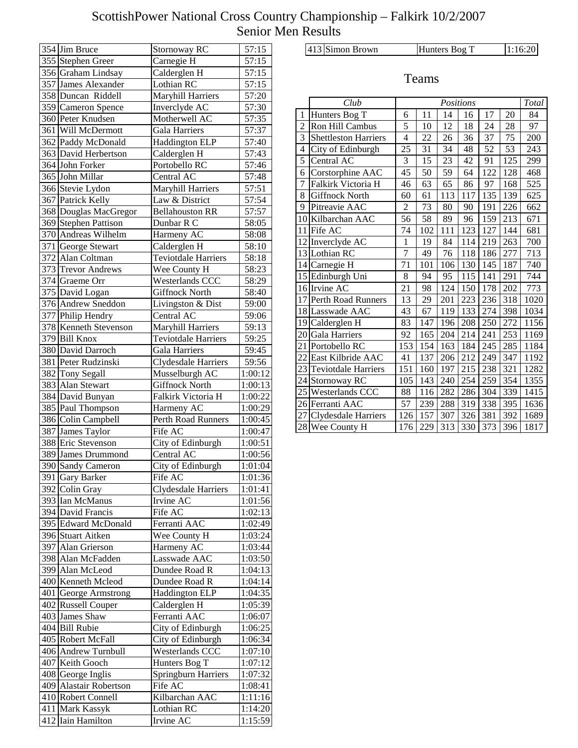# ScottishPower National Cross Country Championship – Falkirk 10/2/2007
## Senior Men Results

| | | | |
|---|---|---|---|
| 354 | Jim Bruce | Stornoway RC | 57:15 |
| 355 | Stephen Greer | Carnegie H | 57:15 |
| 356 | Graham Lindsay | Calderglen H | 57:15 |
| 357 | James Alexander | Lothian RC | 57:15 |
| 358 | Duncan Riddell | Maryhill Harriers | 57:20 |
| 359 | Cameron Spence | Inverclyde AC | 57:30 |
| 360 | Peter Knudsen | Motherwell AC | 57:35 |
| 361 | Will McDermott | Gala Harriers | 57:37 |
| 362 | Paddy McDonald | Haddington ELP | 57:40 |
| 363 | David Herbertson | Calderglen H | 57:43 |
| 364 | John Forker | Portobello RC | 57:46 |
| 365 | John Millar | Central AC | 57:48 |
| 366 | Stevie Lydon | Maryhill Harriers | 57:51 |
| 367 | Patrick Kelly | Law & District | 57:54 |
| 368 | Douglas MacGregor | Bellahouston RR | 57:57 |
| 369 | Stephen Pattison | Dunbar R C | 58:05 |
| 370 | Andreas Wilhelm | Harmeny AC | 58:08 |
| 371 | George Stewart | Calderglen H | 58:10 |
| 372 | Alan Coltman | Teviotdale Harriers | 58:18 |
| 373 | Trevor Andrews | Wee County H | 58:23 |
| 374 | Graeme Orr | Westerlands CCC | 58:29 |
| 375 | David Logan | Giffnock North | 58:40 |
| 376 | Andrew Sneddon | Livingston & Dist | 59:00 |
| 377 | Philip Hendry | Central AC | 59:06 |
| 378 | Kenneth Stevenson | Maryhill Harriers | 59:13 |
| 379 | Bill Knox | Teviotdale Harriers | 59:25 |
| 380 | David Darroch | Gala Harriers | 59:45 |
| 381 | Peter Rudzinski | Clydesdale Harriers | 59:56 |
| 382 | Tony Segall | Musselburgh AC | 1:00:12 |
| 383 | Alan Stewart | Giffnock North | 1:00:13 |
| 384 | David Bunyan | Falkirk Victoria H | 1:00:22 |
| 385 | Paul Thompson | Harmeny AC | 1:00:29 |
| 386 | Colin Campbell | Perth Road Runners | 1:00:45 |
| 387 | James Taylor | Fife AC | 1:00:47 |
| 388 | Eric Stevenson | City of Edinburgh | 1:00:51 |
| 389 | James Drummond | Central AC | 1:00:56 |
| 390 | Sandy Cameron | City of Edinburgh | 1:01:04 |
| 391 | Gary Barker | Fife AC | 1:01:36 |
| 392 | Colin Gray | Clydesdale Harriers | 1:01:41 |
| 393 | Ian McManus | Irvine AC | 1:01:56 |
| 394 | David Francis | Fife AC | 1:02:13 |
| 395 | Edward McDonald | Ferranti AAC | 1:02:49 |
| 396 | Stuart Aitken | Wee County H | 1:03:24 |
| 397 | Alan Grierson | Harmeny AC | 1:03:44 |
| 398 | Alan McFadden | Lasswade AAC | 1:03:50 |
| 399 | Alan McLeod | Dundee Road R | 1:04:13 |
| 400 | Kenneth Mcleod | Dundee Road R | 1:04:14 |
| 401 | George Armstrong | Haddington ELP | 1:04:35 |
| 402 | Russell Couper | Calderglen H | 1:05:39 |
| 403 | James Shaw | Ferranti AAC | 1:06:07 |
| 404 | Bill Rubie | City of Edinburgh | 1:06:25 |
| 405 | Robert McFall | City of Edinburgh | 1:06:34 |
| 406 | Andrew Turnbull | Westerlands CCC | 1:07:10 |
| 407 | Keith Gooch | Hunters Bog T | 1:07:12 |
| 408 | George Inglis | Springburn Harriers | 1:07:32 |
| 409 | Alastair Robertson | Fife AC | 1:08:41 |
| 410 | Robert Connell | Kilbarchan AAC | 1:11:16 |
| 411 | Mark Kassyk | Lothian RC | 1:14:20 |
| 412 | Iain Hamilton | Irvine AC | 1:15:59 |
| 413 | Simon Brown | Hunters Bog T | 1:16:20 |

## Teams

| | *Club* | *Positions* | | | | | | *Total* |
|---|---|---|---|---|---|---|---|---|
| 1 | Hunters Bog T | 6 | 11 | 14 | 16 | 17 | 20 | 84 |
| 2 | Ron Hill Cambus | 5 | 10 | 12 | 18 | 24 | 28 | 97 |
| 3 | Shettleston Harriers | 4 | 22 | 26 | 36 | 37 | 75 | 200 |
| 4 | City of Edinburgh | 25 | 31 | 34 | 48 | 52 | 53 | 243 |
| 5 | Central AC | 3 | 15 | 23 | 42 | 91 | 125 | 299 |
| 6 | Corstorphine AAC | 45 | 50 | 59 | 64 | 122 | 128 | 468 |
| 7 | Falkirk Victoria H | 46 | 63 | 65 | 86 | 97 | 168 | 525 |
| 8 | Giffnock North | 60 | 61 | 113 | 117 | 135 | 139 | 625 |
| 9 | Pitreavie AAC | 2 | 73 | 80 | 90 | 191 | 226 | 662 |
| 10 | Kilbarchan AAC | 56 | 58 | 89 | 96 | 159 | 213 | 671 |
| 11 | Fife AC | 74 | 102 | 111 | 123 | 127 | 144 | 681 |
| 12 | Inverclyde AC | 1 | 19 | 84 | 114 | 219 | 263 | 700 |
| 13 | Lothian RC | 7 | 49 | 76 | 118 | 186 | 277 | 713 |
| 14 | Carnegie H | 71 | 101 | 106 | 130 | 145 | 187 | 740 |
| 15 | Edinburgh Uni | 8 | 94 | 95 | 115 | 141 | 291 | 744 |
| 16 | Irvine AC | 21 | 98 | 124 | 150 | 178 | 202 | 773 |
| 17 | Perth Road Runners | 13 | 29 | 201 | 223 | 236 | 318 | 1020 |
| 18 | Lasswade AAC | 43 | 67 | 119 | 133 | 274 | 398 | 1034 |
| 19 | Calderglen H | 83 | 147 | 196 | 208 | 250 | 272 | 1156 |
| 20 | Gala Harriers | 92 | 165 | 204 | 214 | 241 | 253 | 1169 |
| 21 | Portobello RC | 153 | 154 | 163 | 184 | 245 | 285 | 1184 |
| 22 | East Kilbride AAC | 41 | 137 | 206 | 212 | 249 | 347 | 1192 |
| 23 | Teviotdale Harriers | 151 | 160 | 197 | 215 | 238 | 321 | 1282 |
| 24 | Stornoway RC | 105 | 143 | 240 | 254 | 259 | 354 | 1355 |
| 25 | Westerlands CCC | 88 | 116 | 282 | 286 | 304 | 339 | 1415 |
| 26 | Ferranti AAC | 57 | 239 | 288 | 319 | 338 | 395 | 1636 |
| 27 | Clydesdale Harriers | 126 | 157 | 307 | 326 | 381 | 392 | 1689 |
| 28 | Wee County H | 176 | 229 | 313 | 330 | 373 | 396 | 1817 |